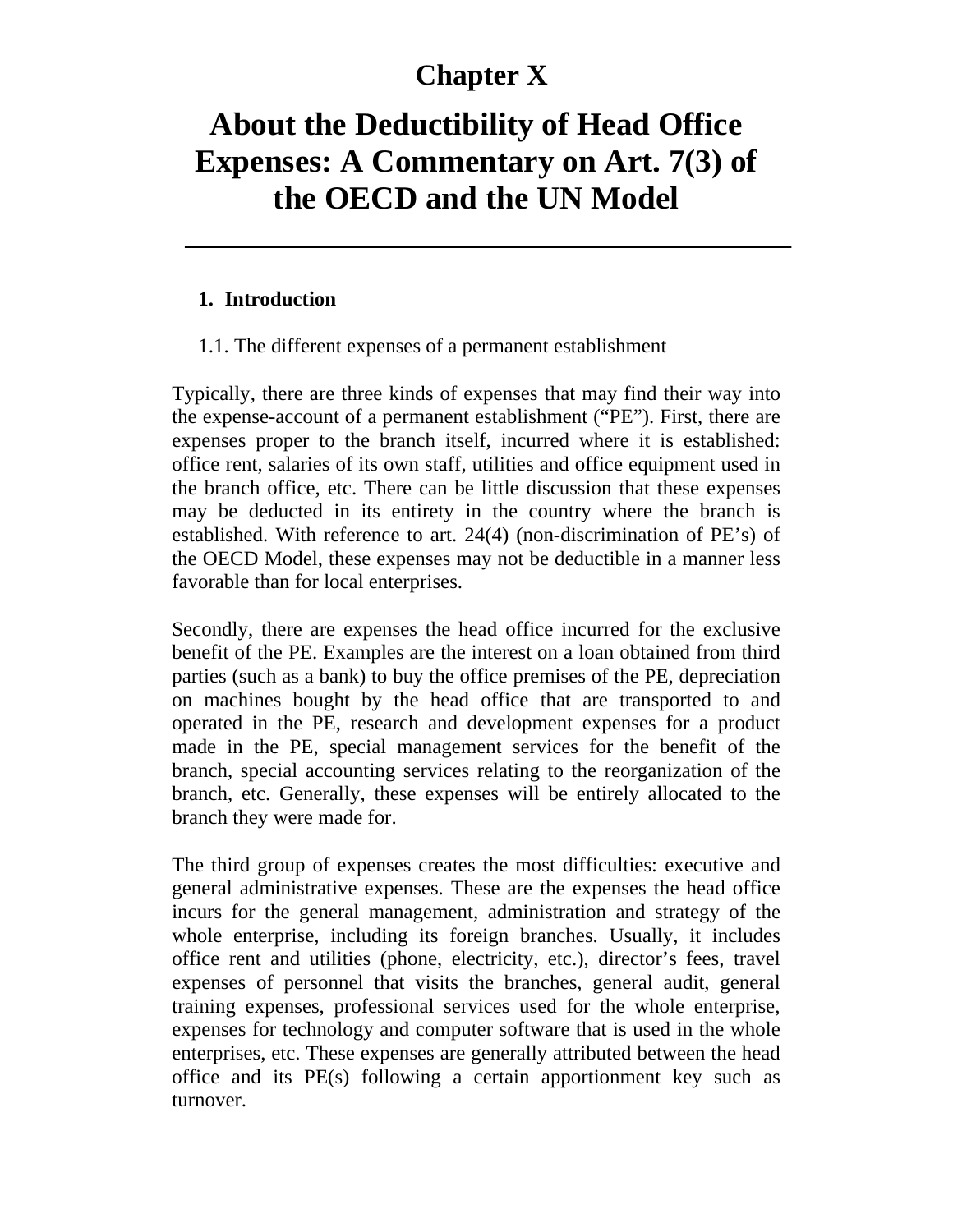# Chapter X

# About the Deductibility of Head Office Expenses: A Commentary on Art. 7(3) of the OECD and the UN Model

## 1. Introduction

### 1.1. The different expenses of a permanent establishment

Typically, there are three kinds of expenses that may find their way into the expense-account of a permanent establishment ("PE"). First, there are expenses proper to the branch itself, incurred where it is established: office rent, salaries of its own staff, utilities and office equipment used in the branch office, etc. There can be little discussion that these expenses may be deducted in its entirety in the country where the branch is established. With reference to art. 24(4) (non-discrimination of PE's) of the OECD Model, these expenses may not be deductible in a manner less favorable than for local enterprises.

Secondly, there are expenses the head office incurred for the exclusive benefit of the PE. Examples are the interest on a loan obtained from third parties (such as a bank) to buy the office premises of the PE, depreciation on machines bought by the head office that are transported to and operated in the PE, research and development expenses for a product made in the PE, special management services for the benefit of the branch, special accounting services relating to the reorganization of the branch, etc. Generally, these expenses will be entirely allocated to the branch they were made for.

The third group of expenses creates the most difficulties: executive and general administrative expenses. These are the expenses the head office incurs for the general management, administration and strategy of the whole enterprise, including its foreign branches. Usually, it includes office rent and utilities (phone, electricity, etc.), director's fees, travel expenses of personnel that visits the branches, general audit, general training expenses, professional services used for the whole enterprise, expenses for technology and computer software that is used in the whole enterprises, etc. These expenses are generally attributed between the head office and its PE(s) following a certain apportionment key such as turnover.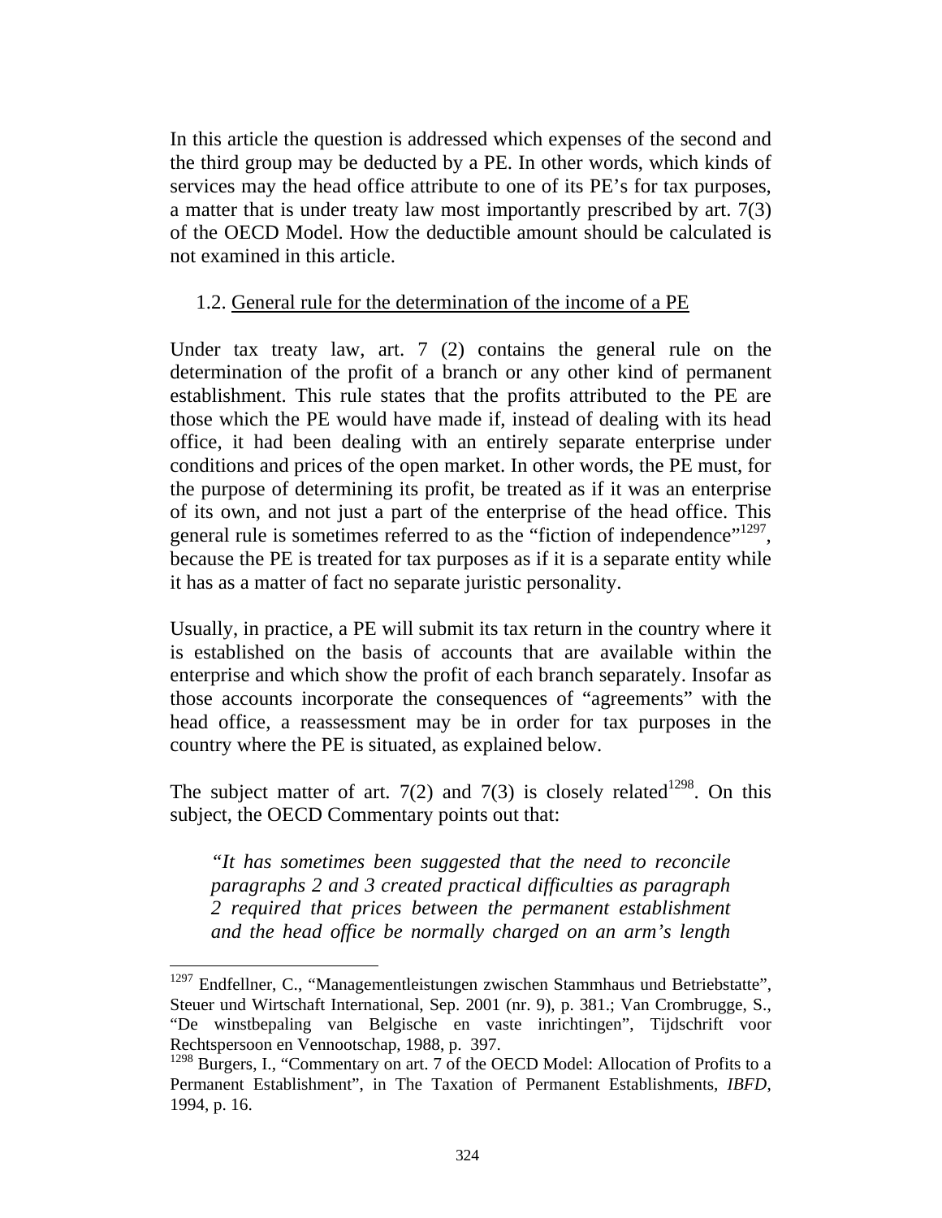In this article the question is addressed which expenses of the second and the third group may be deducted by a PE. In other words, which kinds of services may the head office attribute to one of its PE's for tax purposes, a matter that is under treaty law most importantly prescribed by art. 7(3) of the OECD Model. How the deductible amount should be calculated is not examined in this article.

### 1.2. General rule for the determination of the income of a PE

Under tax treaty law, art. 7 (2) contains the general rule on the determination of the profit of a branch or any other kind of permanent establishment. This rule states that the profits attributed to the PE are those which the PE would have made if, instead of dealing with its head office, it had been dealing with an entirely separate enterprise under conditions and prices of the open market. In other words, the PE must, for the purpose of determining its profit, be treated as if it was an enterprise of its own, and not just a part of the enterprise of the head office. This general rule is sometimes referred to as the "fiction of independence"[1297], because the PE is treated for tax purposes as if it is a separate entity while it has as a matter of fact no separate juristic personality.

Usually, in practice, a PE will submit its tax return in the country where it is established on the basis of accounts that are available within the enterprise and which show the profit of each branch separately. Insofar as those accounts incorporate the consequences of "agreements" with the head office, a reassessment may be in order for tax purposes in the country where the PE is situated, as explained below.

The subject matter of art. 7(2) and 7(3) is closely related[1298]. On this subject, the OECD Commentary points out that:

> *"It has sometimes been suggested that the need to reconcile paragraphs 2 and 3 created practical difficulties as paragraph 2 required that prices between the permanent establishment and the head office be normally charged on an arm's length*

---

[1297] Endfellner, C., "Managementleistungen zwischen Stammhaus und Betriebstatte", Steuer und Wirtschaft International, Sep. 2001 (nr. 9), p. 381.; Van Crombrugge, S., "De winstbepaling van Belgische en vaste inrichtingen", Tijdschrift voor Rechtspersoon en Vennootschap, 1988, p. 397.

[1298] Burgers, I., "Commentary on art. 7 of the OECD Model: Allocation of Profits to a Permanent Establishment", in The Taxation of Permanent Establishments, *IBFD*, 1994, p. 16.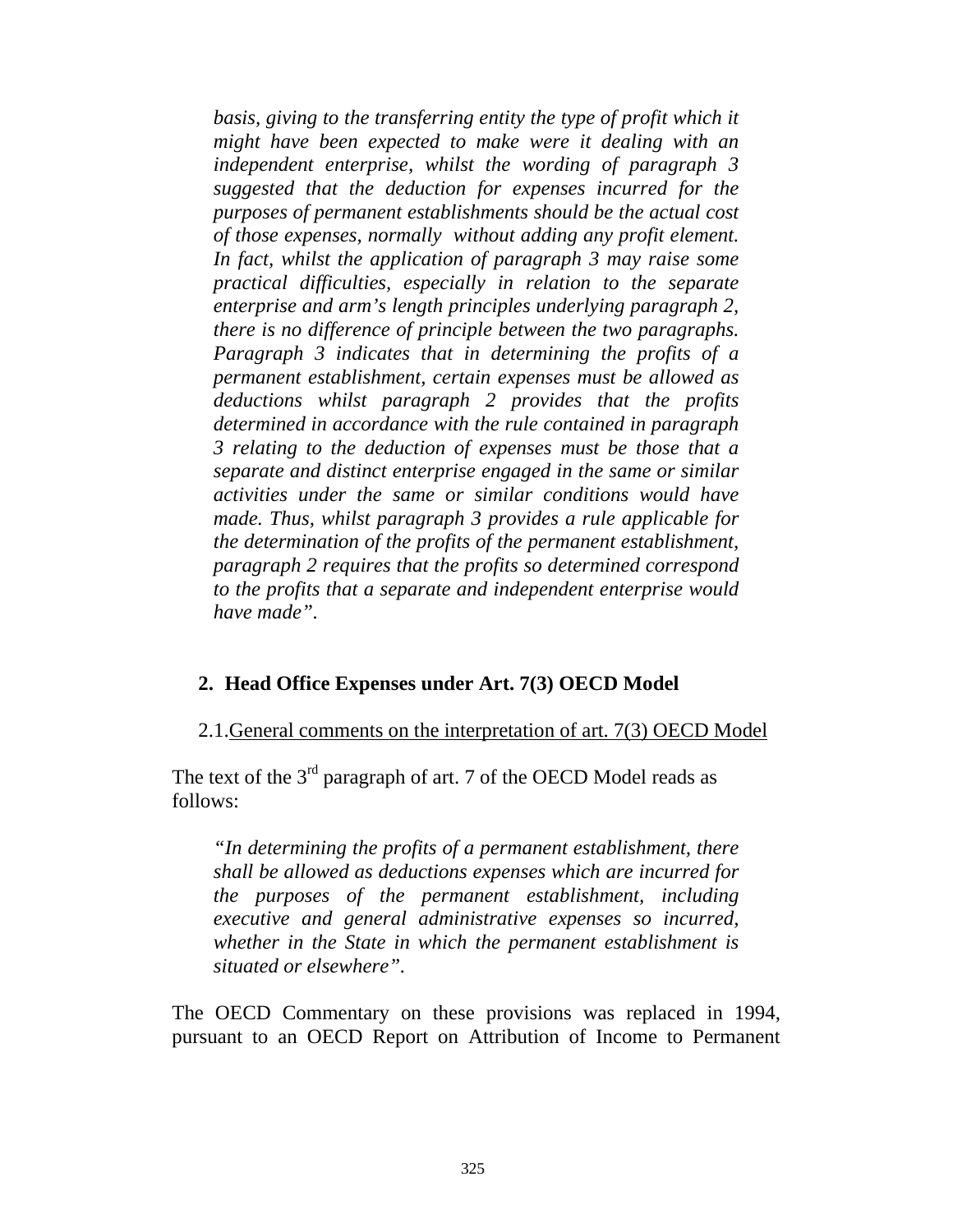*basis, giving to the transferring entity the type of profit which it might have been expected to make were it dealing with an independent enterprise, whilst the wording of paragraph 3 suggested that the deduction for expenses incurred for the purposes of permanent establishments should be the actual cost of those expenses, normally without adding any profit element. In fact, whilst the application of paragraph 3 may raise some practical difficulties, especially in relation to the separate enterprise and arm's length principles underlying paragraph 2, there is no difference of principle between the two paragraphs. Paragraph 3 indicates that in determining the profits of a permanent establishment, certain expenses must be allowed as deductions whilst paragraph 2 provides that the profits determined in accordance with the rule contained in paragraph 3 relating to the deduction of expenses must be those that a separate and distinct enterprise engaged in the same or similar activities under the same or similar conditions would have made. Thus, whilst paragraph 3 provides a rule applicable for the determination of the profits of the permanent establishment, paragraph 2 requires that the profits so determined correspond to the profits that a separate and independent enterprise would have made".*

## 2. Head Office Expenses under Art. 7(3) OECD Model

### 2.1. General comments on the interpretation of art. 7(3) OECD Model

The text of the 3rd paragraph of art. 7 of the OECD Model reads as follows:

> *"In determining the profits of a permanent establishment, there shall be allowed as deductions expenses which are incurred for the purposes of the permanent establishment, including executive and general administrative expenses so incurred, whether in the State in which the permanent establishment is situated or elsewhere".*

The OECD Commentary on these provisions was replaced in 1994, pursuant to an OECD Report on Attribution of Income to Permanent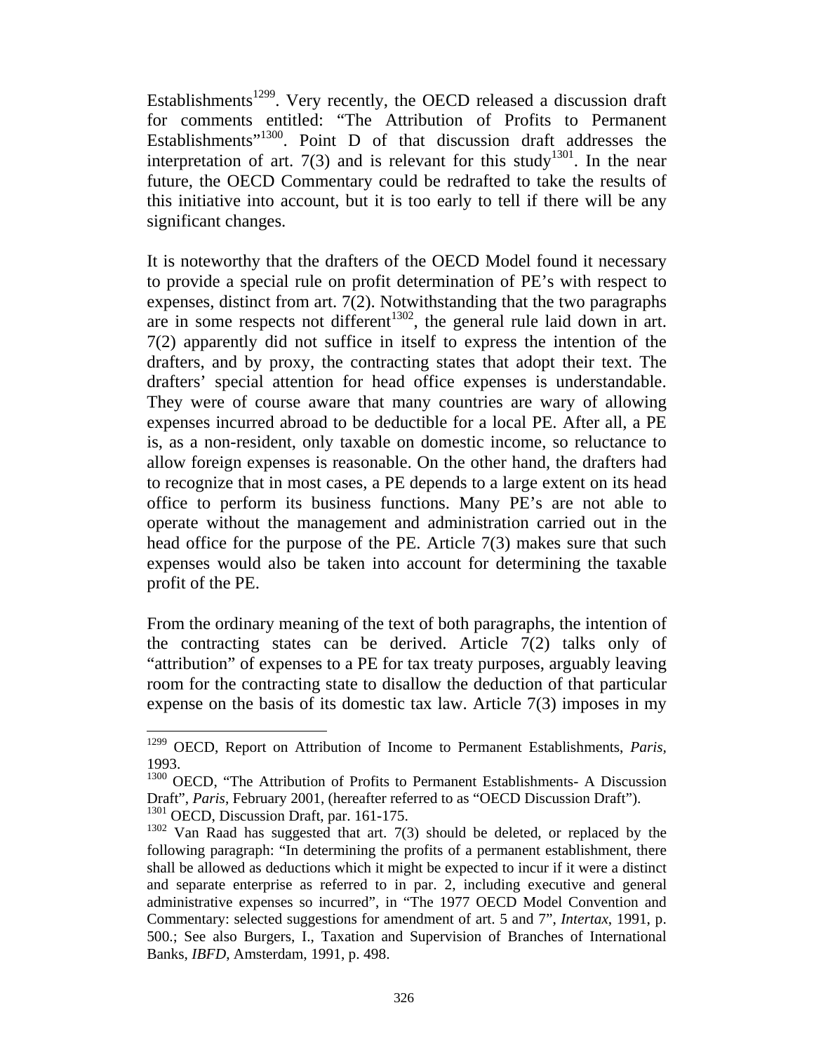Establishments[1299]. Very recently, the OECD released a discussion draft for comments entitled: "The Attribution of Profits to Permanent Establishments"[1300]. Point D of that discussion draft addresses the interpretation of art. 7(3) and is relevant for this study[1301]. In the near future, the OECD Commentary could be redrafted to take the results of this initiative into account, but it is too early to tell if there will be any significant changes.

It is noteworthy that the drafters of the OECD Model found it necessary to provide a special rule on profit determination of PE's with respect to expenses, distinct from art. 7(2). Notwithstanding that the two paragraphs are in some respects not different[1302], the general rule laid down in art. 7(2) apparently did not suffice in itself to express the intention of the drafters, and by proxy, the contracting states that adopt their text. The drafters' special attention for head office expenses is understandable. They were of course aware that many countries are wary of allowing expenses incurred abroad to be deductible for a local PE. After all, a PE is, as a non-resident, only taxable on domestic income, so reluctance to allow foreign expenses is reasonable. On the other hand, the drafters had to recognize that in most cases, a PE depends to a large extent on its head office to perform its business functions. Many PE's are not able to operate without the management and administration carried out in the head office for the purpose of the PE. Article 7(3) makes sure that such expenses would also be taken into account for determining the taxable profit of the PE.

From the ordinary meaning of the text of both paragraphs, the intention of the contracting states can be derived. Article 7(2) talks only of "attribution" of expenses to a PE for tax treaty purposes, arguably leaving room for the contracting state to disallow the deduction of that particular expense on the basis of its domestic tax law. Article 7(3) imposes in my

---

[1299] OECD, Report on Attribution of Income to Permanent Establishments, *Paris*, 1993.

[1300] OECD, "The Attribution of Profits to Permanent Establishments- A Discussion Draft", *Paris*, February 2001, (hereafter referred to as "OECD Discussion Draft").

[1301] OECD, Discussion Draft, par. 161-175.

[1302] Van Raad has suggested that art. 7(3) should be deleted, or replaced by the following paragraph: "In determining the profits of a permanent establishment, there shall be allowed as deductions which it might be expected to incur if it were a distinct and separate enterprise as referred to in par. 2, including executive and general administrative expenses so incurred", in "The 1977 OECD Model Convention and Commentary: selected suggestions for amendment of art. 5 and 7", *Intertax*, 1991, p. 500.; See also Burgers, I., Taxation and Supervision of Branches of International Banks, *IBFD*, Amsterdam, 1991, p. 498.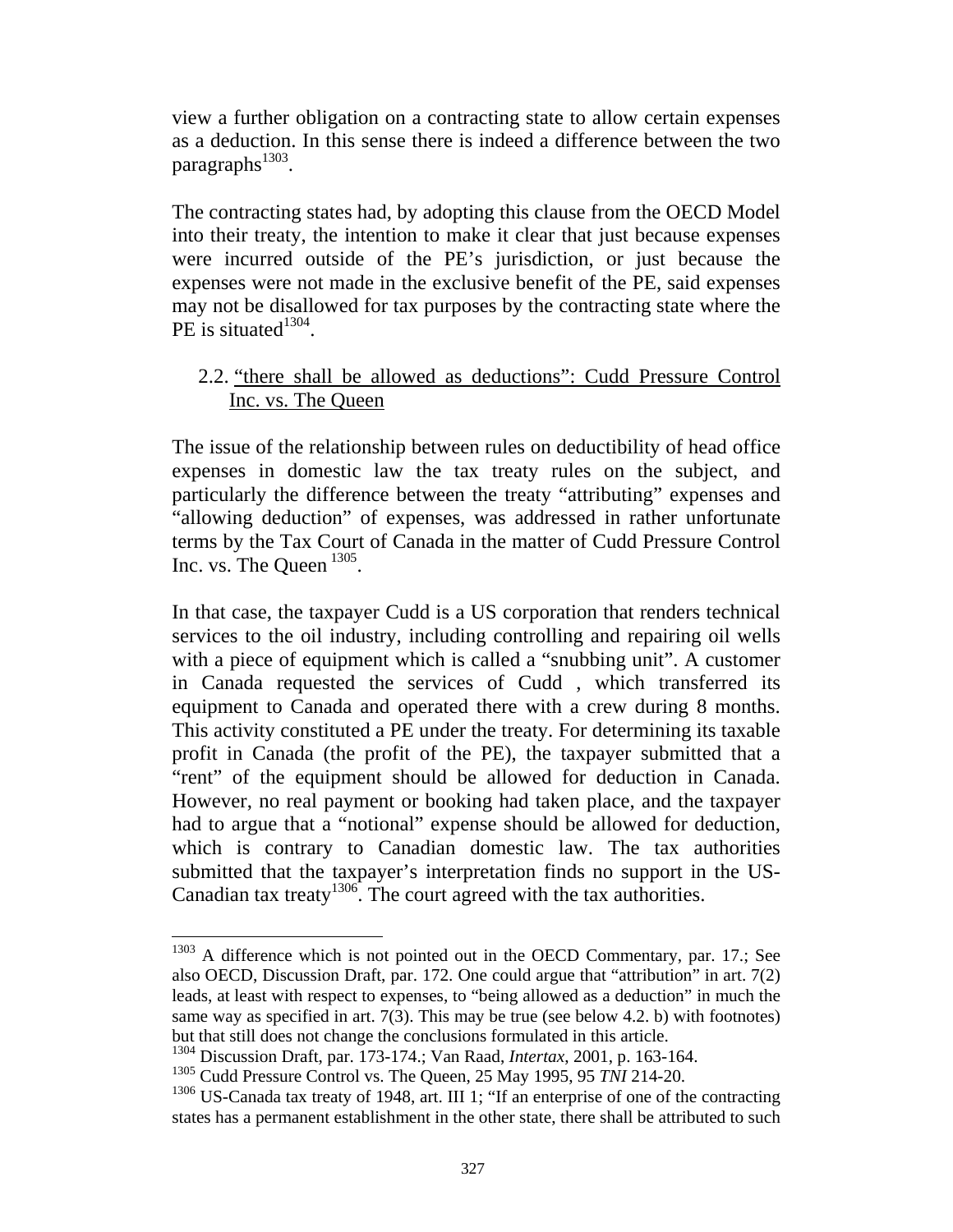view a further obligation on a contracting state to allow certain expenses as a deduction. In this sense there is indeed a difference between the two paragraphs[1303].

The contracting states had, by adopting this clause from the OECD Model into their treaty, the intention to make it clear that just because expenses were incurred outside of the PE's jurisdiction, or just because the expenses were not made in the exclusive benefit of the PE, said expenses may not be disallowed for tax purposes by the contracting state where the PE is situated[1304].

### 2.2. <u>"there shall be allowed as deductions": Cudd Pressure Control Inc. vs. The Queen</u>

The issue of the relationship between rules on deductibility of head office expenses in domestic law the tax treaty rules on the subject, and particularly the difference between the treaty "attributing" expenses and "allowing deduction" of expenses, was addressed in rather unfortunate terms by the Tax Court of Canada in the matter of Cudd Pressure Control Inc. vs. The Queen [1305].

In that case, the taxpayer Cudd is a US corporation that renders technical services to the oil industry, including controlling and repairing oil wells with a piece of equipment which is called a "snubbing unit". A customer in Canada requested the services of Cudd , which transferred its equipment to Canada and operated there with a crew during 8 months. This activity constituted a PE under the treaty. For determining its taxable profit in Canada (the profit of the PE), the taxpayer submitted that a "rent" of the equipment should be allowed for deduction in Canada. However, no real payment or booking had taken place, and the taxpayer had to argue that a "notional" expense should be allowed for deduction, which is contrary to Canadian domestic law. The tax authorities submitted that the taxpayer's interpretation finds no support in the US-Canadian tax treaty[1306]. The court agreed with the tax authorities.

---

[1303] A difference which is not pointed out in the OECD Commentary, par. 17.; See also OECD, Discussion Draft, par. 172. One could argue that "attribution" in art. 7(2) leads, at least with respect to expenses, to "being allowed as a deduction" in much the same way as specified in art. 7(3). This may be true (see below 4.2. b) with footnotes) but that still does not change the conclusions formulated in this article.

[1304] Discussion Draft, par. 173-174.; Van Raad, *Intertax*, 2001, p. 163-164.

[1305] Cudd Pressure Control vs. The Queen, 25 May 1995, 95 *TNI* 214-20.

[1306] US-Canada tax treaty of 1948, art. III 1; "If an enterprise of one of the contracting states has a permanent establishment in the other state, there shall be attributed to such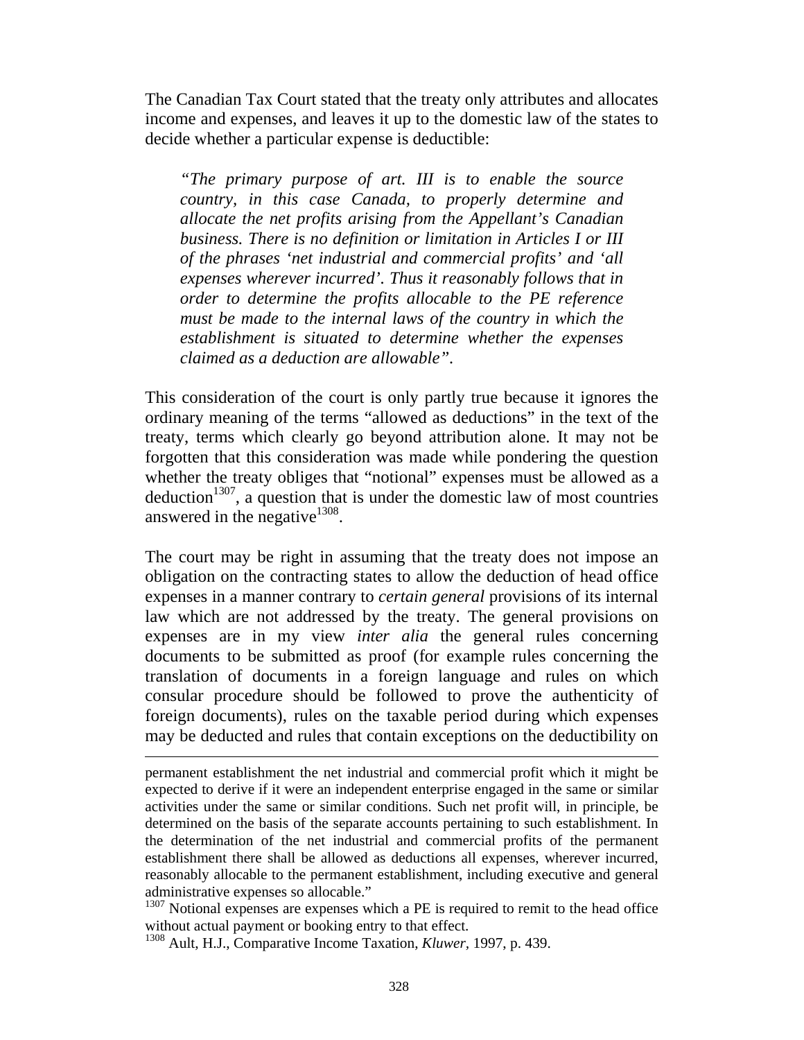The Canadian Tax Court stated that the treaty only attributes and allocates income and expenses, and leaves it up to the domestic law of the states to decide whether a particular expense is deductible:

> *"The primary purpose of art. III is to enable the source country, in this case Canada, to properly determine and allocate the net profits arising from the Appellant's Canadian business. There is no definition or limitation in Articles I or III of the phrases 'net industrial and commercial profits' and 'all expenses wherever incurred'. Thus it reasonably follows that in order to determine the profits allocable to the PE reference must be made to the internal laws of the country in which the establishment is situated to determine whether the expenses claimed as a deduction are allowable".*

This consideration of the court is only partly true because it ignores the ordinary meaning of the terms "allowed as deductions" in the text of the treaty, terms which clearly go beyond attribution alone. It may not be forgotten that this consideration was made while pondering the question whether the treaty obliges that "notional" expenses must be allowed as a deduction[1307], a question that is under the domestic law of most countries answered in the negative[1308].

The court may be right in assuming that the treaty does not impose an obligation on the contracting states to allow the deduction of head office expenses in a manner contrary to *certain general* provisions of its internal law which are not addressed by the treaty. The general provisions on expenses are in my view *inter alia* the general rules concerning documents to be submitted as proof (for example rules concerning the translation of documents in a foreign language and rules on which consular procedure should be followed to prove the authenticity of foreign documents), rules on the taxable period during which expenses may be deducted and rules that contain exceptions on the deductibility on

---

permanent establishment the net industrial and commercial profit which it might be expected to derive if it were an independent enterprise engaged in the same or similar activities under the same or similar conditions. Such net profit will, in principle, be determined on the basis of the separate accounts pertaining to such establishment. In the determination of the net industrial and commercial profits of the permanent establishment there shall be allowed as deductions all expenses, wherever incurred, reasonably allocable to the permanent establishment, including executive and general administrative expenses so allocable."

[1307] Notional expenses are expenses which a PE is required to remit to the head office without actual payment or booking entry to that effect.

[1308] Ault, H.J., Comparative Income Taxation, *Kluwer*, 1997, p. 439.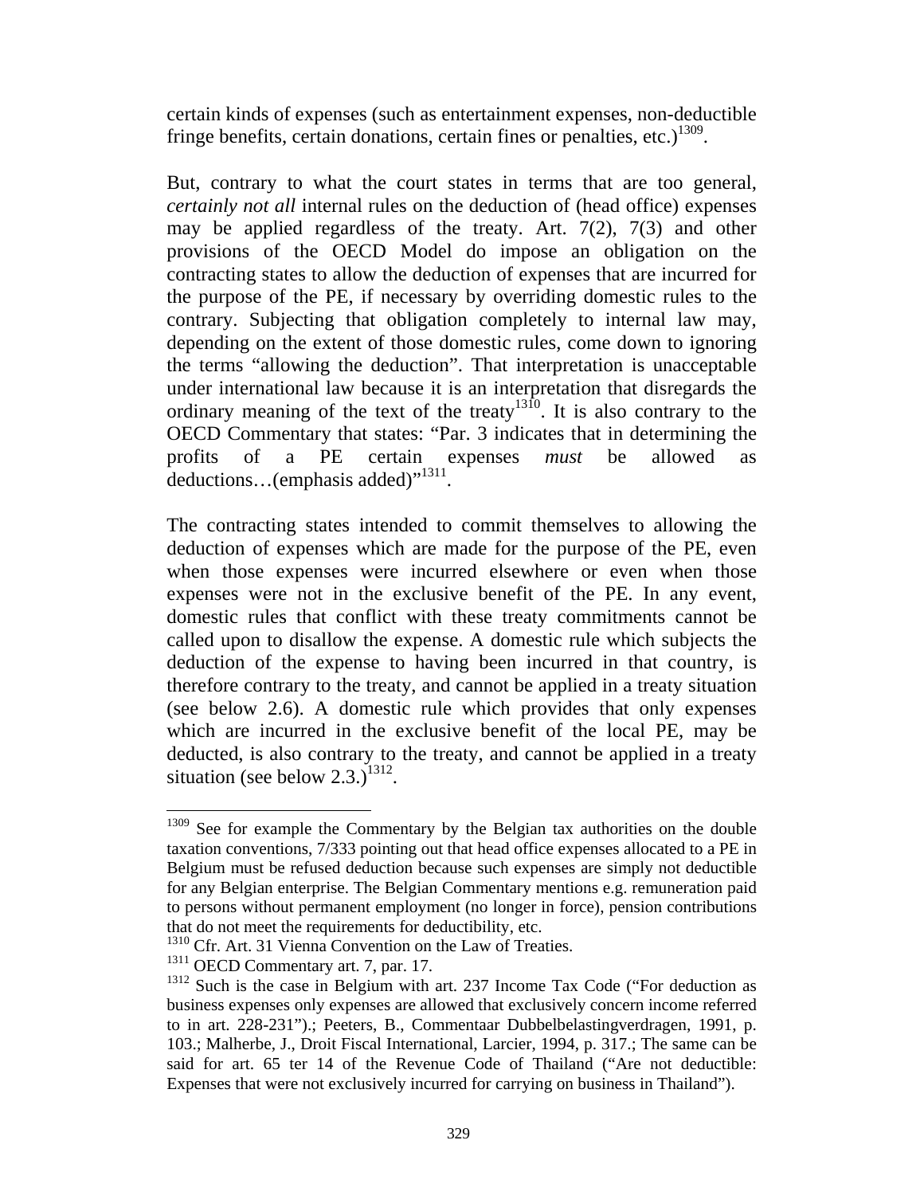certain kinds of expenses (such as entertainment expenses, non-deductible fringe benefits, certain donations, certain fines or penalties, etc.)[1309].

But, contrary to what the court states in terms that are too general, *certainly not all* internal rules on the deduction of (head office) expenses may be applied regardless of the treaty. Art. 7(2), 7(3) and other provisions of the OECD Model do impose an obligation on the contracting states to allow the deduction of expenses that are incurred for the purpose of the PE, if necessary by overriding domestic rules to the contrary. Subjecting that obligation completely to internal law may, depending on the extent of those domestic rules, come down to ignoring the terms "allowing the deduction". That interpretation is unacceptable under international law because it is an interpretation that disregards the ordinary meaning of the text of the treaty[1310]. It is also contrary to the OECD Commentary that states: "Par. 3 indicates that in determining the profits of a PE certain expenses *must* be allowed as deductions…(emphasis added)"[1311].

The contracting states intended to commit themselves to allowing the deduction of expenses which are made for the purpose of the PE, even when those expenses were incurred elsewhere or even when those expenses were not in the exclusive benefit of the PE. In any event, domestic rules that conflict with these treaty commitments cannot be called upon to disallow the expense. A domestic rule which subjects the deduction of the expense to having been incurred in that country, is therefore contrary to the treaty, and cannot be applied in a treaty situation (see below 2.6). A domestic rule which provides that only expenses which are incurred in the exclusive benefit of the local PE, may be deducted, is also contrary to the treaty, and cannot be applied in a treaty situation (see below 2.3.)[1312].

---

[1309] See for example the Commentary by the Belgian tax authorities on the double taxation conventions, 7/333 pointing out that head office expenses allocated to a PE in Belgium must be refused deduction because such expenses are simply not deductible for any Belgian enterprise. The Belgian Commentary mentions e.g. remuneration paid to persons without permanent employment (no longer in force), pension contributions that do not meet the requirements for deductibility, etc.

[1310] Cfr. Art. 31 Vienna Convention on the Law of Treaties.

[1311] OECD Commentary art. 7, par. 17.

[1312] Such is the case in Belgium with art. 237 Income Tax Code ("For deduction as business expenses only expenses are allowed that exclusively concern income referred to in art. 228-231").; Peeters, B., Commentaar Dubbelbelastingverdragen, 1991, p. 103.; Malherbe, J., Droit Fiscal International, Larcier, 1994, p. 317.; The same can be said for art. 65 ter 14 of the Revenue Code of Thailand ("Are not deductible: Expenses that were not exclusively incurred for carrying on business in Thailand").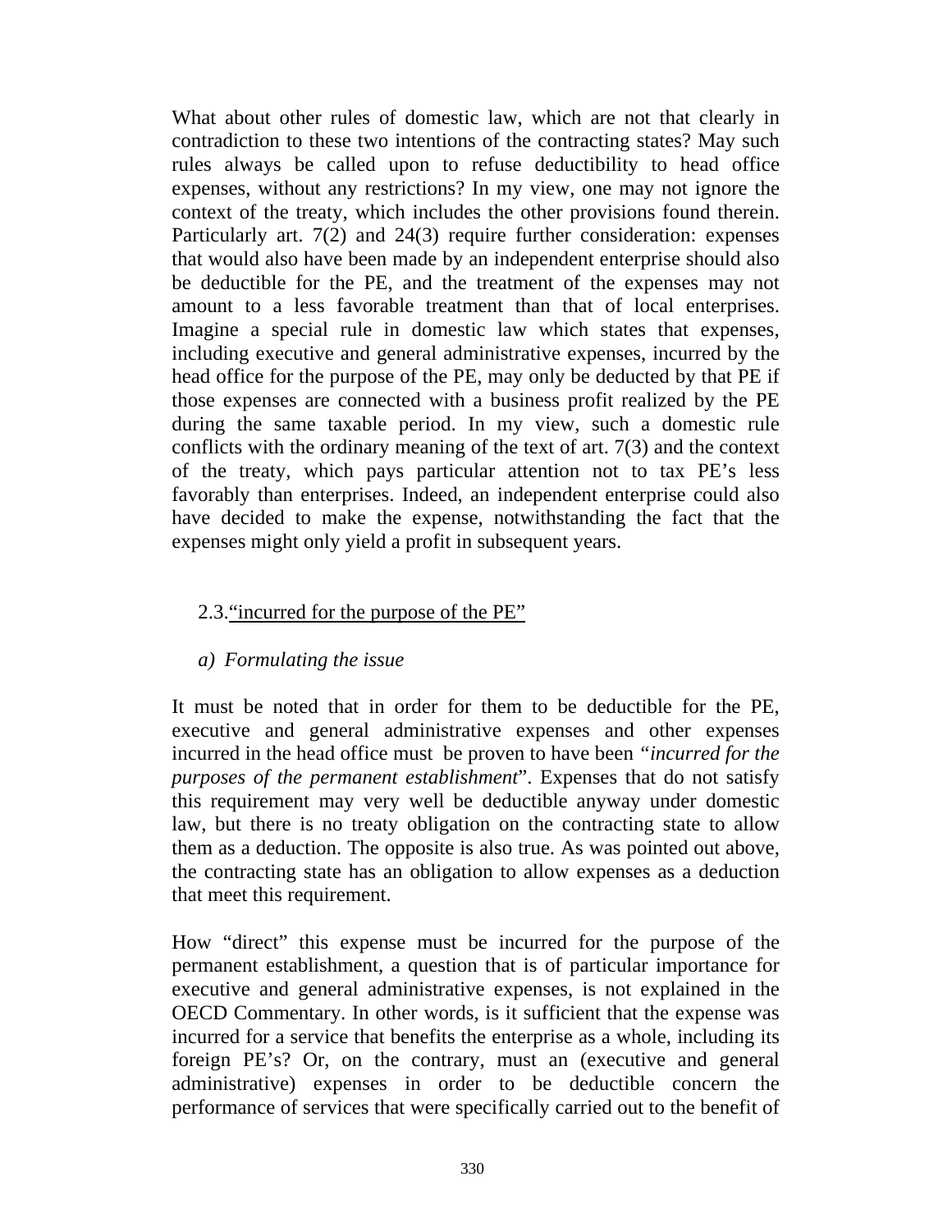What about other rules of domestic law, which are not that clearly in contradiction to these two intentions of the contracting states? May such rules always be called upon to refuse deductibility to head office expenses, without any restrictions? In my view, one may not ignore the context of the treaty, which includes the other provisions found therein. Particularly art. 7(2) and 24(3) require further consideration: expenses that would also have been made by an independent enterprise should also be deductible for the PE, and the treatment of the expenses may not amount to a less favorable treatment than that of local enterprises. Imagine a special rule in domestic law which states that expenses, including executive and general administrative expenses, incurred by the head office for the purpose of the PE, may only be deducted by that PE if those expenses are connected with a business profit realized by the PE during the same taxable period. In my view, such a domestic rule conflicts with the ordinary meaning of the text of art. 7(3) and the context of the treaty, which pays particular attention not to tax PE's less favorably than enterprises. Indeed, an independent enterprise could also have decided to make the expense, notwithstanding the fact that the expenses might only yield a profit in subsequent years.

## 2.3. "incurred for the purpose of the PE"

### *a) Formulating the issue*

It must be noted that in order for them to be deductible for the PE, executive and general administrative expenses and other expenses incurred in the head office must be proven to have been "*incurred for the purposes of the permanent establishment*". Expenses that do not satisfy this requirement may very well be deductible anyway under domestic law, but there is no treaty obligation on the contracting state to allow them as a deduction. The opposite is also true. As was pointed out above, the contracting state has an obligation to allow expenses as a deduction that meet this requirement.

How "direct" this expense must be incurred for the purpose of the permanent establishment, a question that is of particular importance for executive and general administrative expenses, is not explained in the OECD Commentary. In other words, is it sufficient that the expense was incurred for a service that benefits the enterprise as a whole, including its foreign PE's? Or, on the contrary, must an (executive and general administrative) expenses in order to be deductible concern the performance of services that were specifically carried out to the benefit of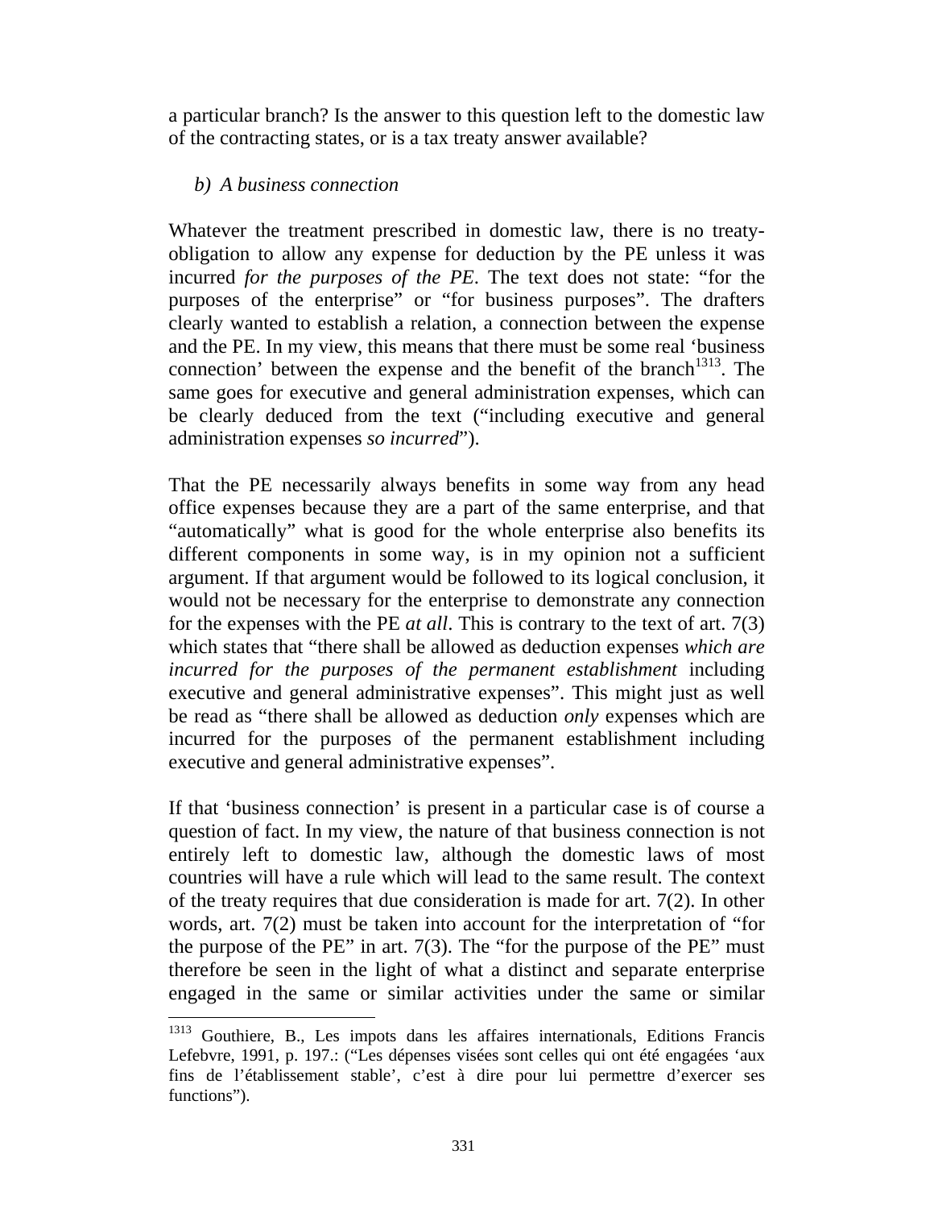a particular branch? Is the answer to this question left to the domestic law of the contracting states, or is a tax treaty answer available?

### *b) A business connection*

Whatever the treatment prescribed in domestic law, there is no treaty-obligation to allow any expense for deduction by the PE unless it was incurred *for the purposes of the PE*. The text does not state: "for the purposes of the enterprise" or "for business purposes". The drafters clearly wanted to establish a relation, a connection between the expense and the PE. In my view, this means that there must be some real 'business connection' between the expense and the benefit of the branch[1313]. The same goes for executive and general administration expenses, which can be clearly deduced from the text ("including executive and general administration expenses *so incurred*").

That the PE necessarily always benefits in some way from any head office expenses because they are a part of the same enterprise, and that "automatically" what is good for the whole enterprise also benefits its different components in some way, is in my opinion not a sufficient argument. If that argument would be followed to its logical conclusion, it would not be necessary for the enterprise to demonstrate any connection for the expenses with the PE *at all*. This is contrary to the text of art. 7(3) which states that "there shall be allowed as deduction expenses *which are incurred for the purposes of the permanent establishment* including executive and general administrative expenses". This might just as well be read as "there shall be allowed as deduction *only* expenses which are incurred for the purposes of the permanent establishment including executive and general administrative expenses".

If that 'business connection' is present in a particular case is of course a question of fact. In my view, the nature of that business connection is not entirely left to domestic law, although the domestic laws of most countries will have a rule which will lead to the same result. The context of the treaty requires that due consideration is made for art. 7(2). In other words, art. 7(2) must be taken into account for the interpretation of "for the purpose of the PE" in art. 7(3). The "for the purpose of the PE" must therefore be seen in the light of what a distinct and separate enterprise engaged in the same or similar activities under the same or similar

---

[1313] Gouthiere, B., Les impots dans les affaires internationals, Editions Francis Lefebvre, 1991, p. 197.: ("Les dépenses visées sont celles qui ont été engagées 'aux fins de l'établissement stable', c'est à dire pour lui permettre d'exercer ses functions").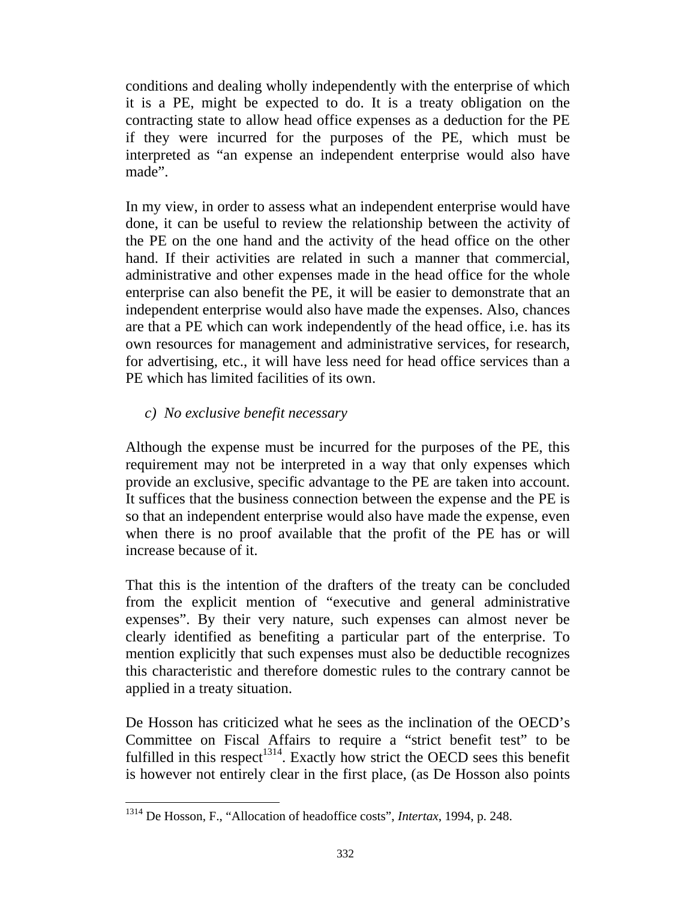conditions and dealing wholly independently with the enterprise of which it is a PE, might be expected to do. It is a treaty obligation on the contracting state to allow head office expenses as a deduction for the PE if they were incurred for the purposes of the PE, which must be interpreted as "an expense an independent enterprise would also have made".

In my view, in order to assess what an independent enterprise would have done, it can be useful to review the relationship between the activity of the PE on the one hand and the activity of the head office on the other hand. If their activities are related in such a manner that commercial, administrative and other expenses made in the head office for the whole enterprise can also benefit the PE, it will be easier to demonstrate that an independent enterprise would also have made the expenses. Also, chances are that a PE which can work independently of the head office, i.e. has its own resources for management and administrative services, for research, for advertising, etc., it will have less need for head office services than a PE which has limited facilities of its own.

### *c) No exclusive benefit necessary*

Although the expense must be incurred for the purposes of the PE, this requirement may not be interpreted in a way that only expenses which provide an exclusive, specific advantage to the PE are taken into account. It suffices that the business connection between the expense and the PE is so that an independent enterprise would also have made the expense, even when there is no proof available that the profit of the PE has or will increase because of it.

That this is the intention of the drafters of the treaty can be concluded from the explicit mention of "executive and general administrative expenses". By their very nature, such expenses can almost never be clearly identified as benefiting a particular part of the enterprise. To mention explicitly that such expenses must also be deductible recognizes this characteristic and therefore domestic rules to the contrary cannot be applied in a treaty situation.

De Hosson has criticized what he sees as the inclination of the OECD's Committee on Fiscal Affairs to require a "strict benefit test" to be fulfilled in this respect[1314]. Exactly how strict the OECD sees this benefit is however not entirely clear in the first place, (as De Hosson also points

---

[1314] De Hosson, F., "Allocation of headoffice costs", *Intertax*, 1994, p. 248.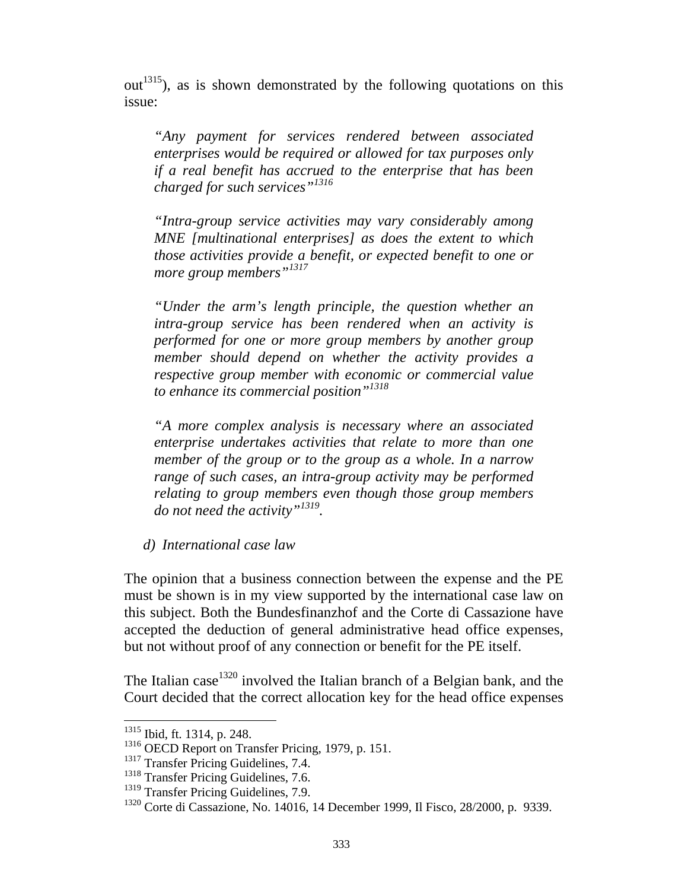out[1315]), as is shown demonstrated by the following quotations on this issue:

> *"Any payment for services rendered between associated enterprises would be required or allowed for tax purposes only if a real benefit has accrued to the enterprise that has been charged for such services"*[1316]

> *"Intra-group service activities may vary considerably among MNE [multinational enterprises] as does the extent to which those activities provide a benefit, or expected benefit to one or more group members"*[1317]

> *"Under the arm's length principle, the question whether an intra-group service has been rendered when an activity is performed for one or more group members by another group member should depend on whether the activity provides a respective group member with economic or commercial value to enhance its commercial position"*[1318]

> *"A more complex analysis is necessary where an associated enterprise undertakes activities that relate to more than one member of the group or to the group as a whole. In a narrow range of such cases, an intra-group activity may be performed relating to group members even though those group members do not need the activity"*[1319].

### d) International case law

The opinion that a business connection between the expense and the PE must be shown is in my view supported by the international case law on this subject. Both the Bundesfinanzhof and the Corte di Cassazione have accepted the deduction of general administrative head office expenses, but not without proof of any connection or benefit for the PE itself.

The Italian case[1320] involved the Italian branch of a Belgian bank, and the Court decided that the correct allocation key for the head office expenses

---

[1315] Ibid, ft. 1314, p. 248.

[1316] OECD Report on Transfer Pricing, 1979, p. 151.

[1317] Transfer Pricing Guidelines, 7.4.

[1318] Transfer Pricing Guidelines, 7.6.

[1319] Transfer Pricing Guidelines, 7.9.

[1320] Corte di Cassazione, No. 14016, 14 December 1999, Il Fisco, 28/2000, p. 9339.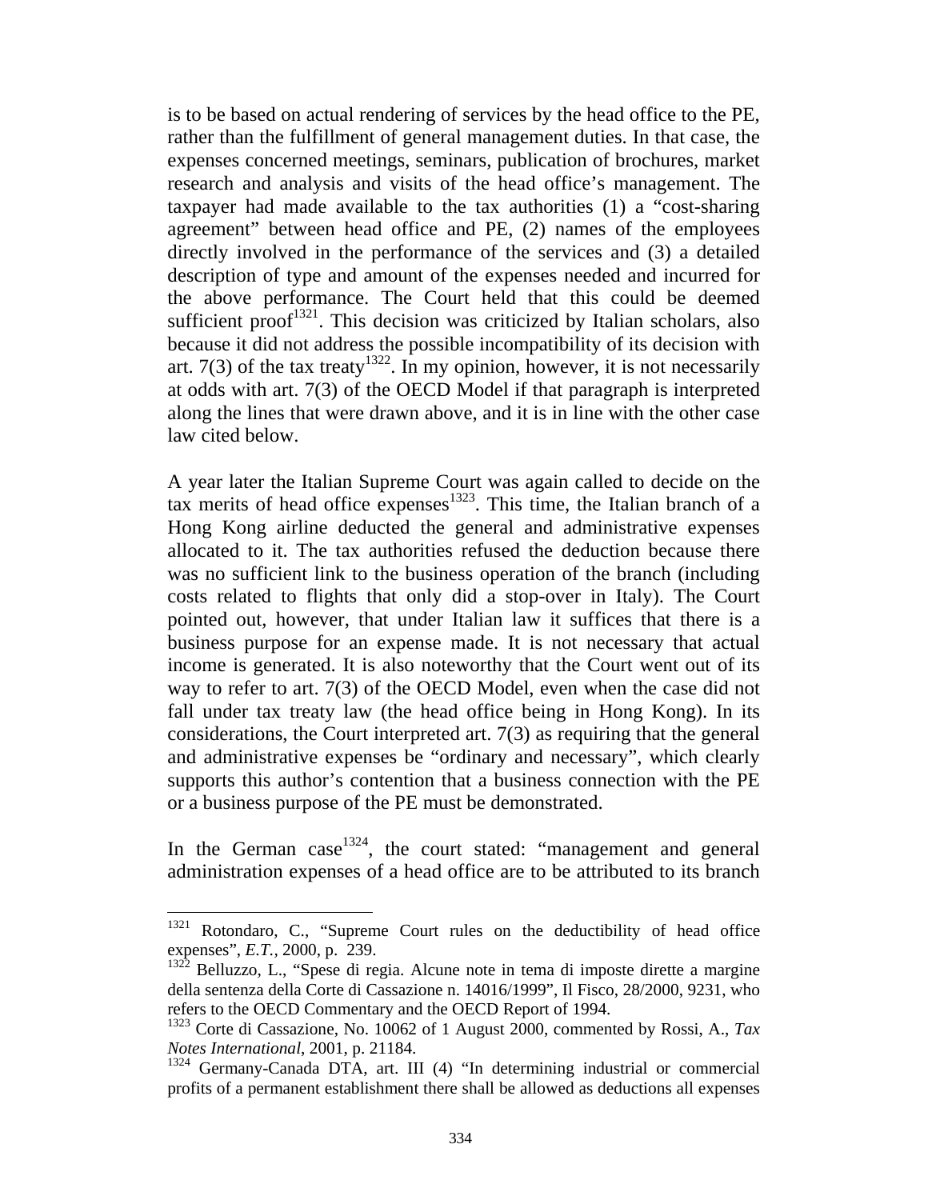is to be based on actual rendering of services by the head office to the PE, rather than the fulfillment of general management duties. In that case, the expenses concerned meetings, seminars, publication of brochures, market research and analysis and visits of the head office's management. The taxpayer had made available to the tax authorities (1) a "cost-sharing agreement" between head office and PE, (2) names of the employees directly involved in the performance of the services and (3) a detailed description of type and amount of the expenses needed and incurred for the above performance. The Court held that this could be deemed sufficient proof[1321]. This decision was criticized by Italian scholars, also because it did not address the possible incompatibility of its decision with art. 7(3) of the tax treaty[1322]. In my opinion, however, it is not necessarily at odds with art. 7(3) of the OECD Model if that paragraph is interpreted along the lines that were drawn above, and it is in line with the other case law cited below.

A year later the Italian Supreme Court was again called to decide on the tax merits of head office expenses[1323]. This time, the Italian branch of a Hong Kong airline deducted the general and administrative expenses allocated to it. The tax authorities refused the deduction because there was no sufficient link to the business operation of the branch (including costs related to flights that only did a stop-over in Italy). The Court pointed out, however, that under Italian law it suffices that there is a business purpose for an expense made. It is not necessary that actual income is generated. It is also noteworthy that the Court went out of its way to refer to art. 7(3) of the OECD Model, even when the case did not fall under tax treaty law (the head office being in Hong Kong). In its considerations, the Court interpreted art. 7(3) as requiring that the general and administrative expenses be "ordinary and necessary", which clearly supports this author's contention that a business connection with the PE or a business purpose of the PE must be demonstrated.

In the German case[1324], the court stated: "management and general administration expenses of a head office are to be attributed to its branch

---

[1321] Rotondaro, C., "Supreme Court rules on the deductibility of head office expenses", *E.T.*, 2000, p. 239.

[1322] Belluzzo, L., "Spese di regia. Alcune note in tema di imposte dirette a margine della sentenza della Corte di Cassazione n. 14016/1999", Il Fisco, 28/2000, 9231, who refers to the OECD Commentary and the OECD Report of 1994.

[1323] Corte di Cassazione, No. 10062 of 1 August 2000, commented by Rossi, A., *Tax Notes International*, 2001, p. 21184.

[1324] Germany-Canada DTA, art. III (4) "In determining industrial or commercial profits of a permanent establishment there shall be allowed as deductions all expenses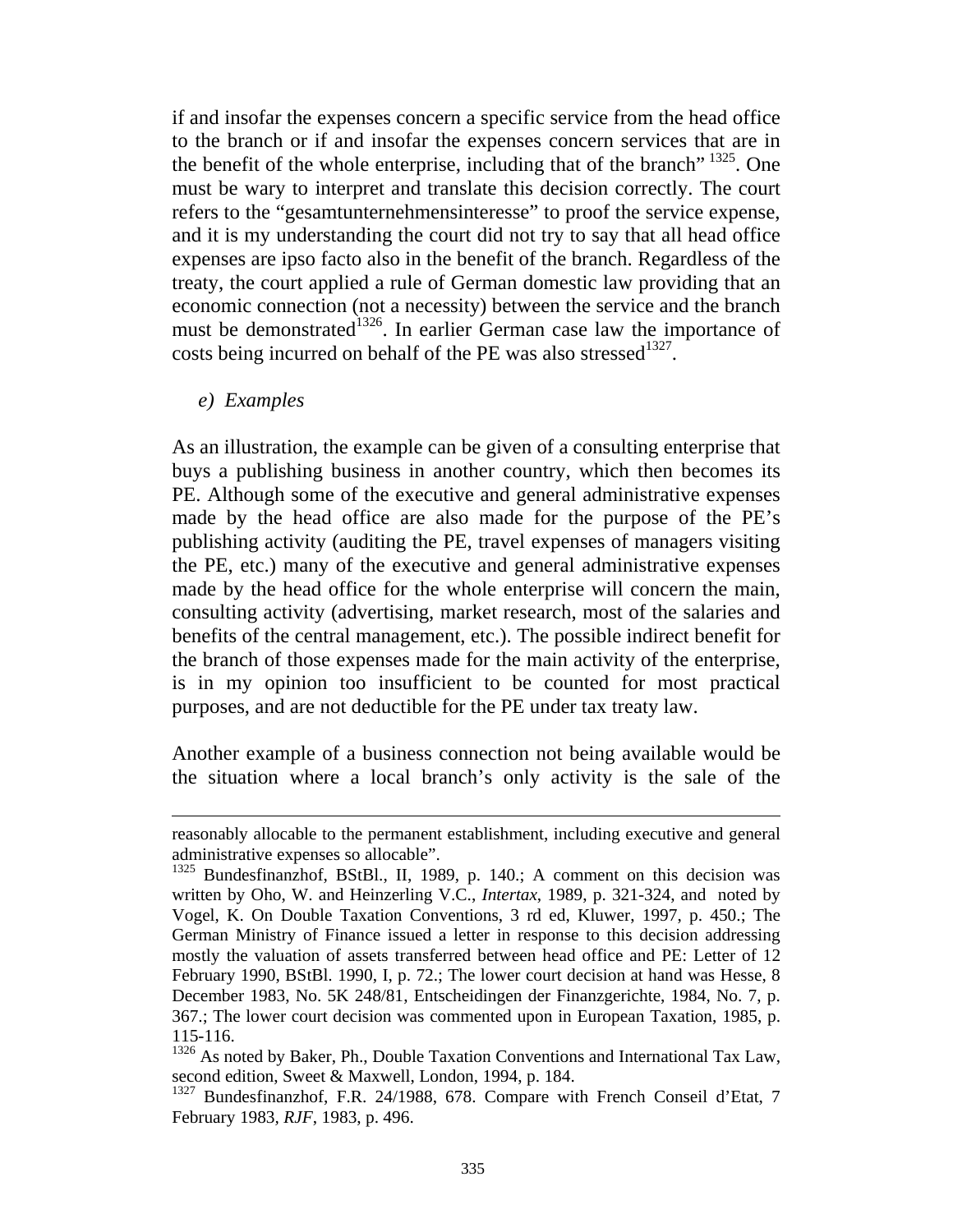if and insofar the expenses concern a specific service from the head office to the branch or if and insofar the expenses concern services that are in the benefit of the whole enterprise, including that of the branch" [1325]. One must be wary to interpret and translate this decision correctly. The court refers to the "gesamtunternehmensinteresse" to proof the service expense, and it is my understanding the court did not try to say that all head office expenses are ipso facto also in the benefit of the branch. Regardless of the treaty, the court applied a rule of German domestic law providing that an economic connection (not a necessity) between the service and the branch must be demonstrated[1326]. In earlier German case law the importance of costs being incurred on behalf of the PE was also stressed[1327].

*e) Examples*

As an illustration, the example can be given of a consulting enterprise that buys a publishing business in another country, which then becomes its PE. Although some of the executive and general administrative expenses made by the head office are also made for the purpose of the PE's publishing activity (auditing the PE, travel expenses of managers visiting the PE, etc.) many of the executive and general administrative expenses made by the head office for the whole enterprise will concern the main, consulting activity (advertising, market research, most of the salaries and benefits of the central management, etc.). The possible indirect benefit for the branch of those expenses made for the main activity of the enterprise, is in my opinion too insufficient to be counted for most practical purposes, and are not deductible for the PE under tax treaty law.

Another example of a business connection not being available would be the situation where a local branch's only activity is the sale of the

---

reasonably allocable to the permanent establishment, including executive and general administrative expenses so allocable".

[1325] Bundesfinanzhof, BStBl., II, 1989, p. 140.; A comment on this decision was written by Oho, W. and Heinzerling V.C., *Intertax*, 1989, p. 321-324, and noted by Vogel, K. On Double Taxation Conventions, 3 rd ed, Kluwer, 1997, p. 450.; The German Ministry of Finance issued a letter in response to this decision addressing mostly the valuation of assets transferred between head office and PE: Letter of 12 February 1990, BStBl. 1990, I, p. 72.; The lower court decision at hand was Hesse, 8 December 1983, No. 5K 248/81, Entscheidingen der Finanzgerichte, 1984, No. 7, p. 367.; The lower court decision was commented upon in European Taxation, 1985, p. 115-116.

[1326] As noted by Baker, Ph., Double Taxation Conventions and International Tax Law, second edition, Sweet & Maxwell, London, 1994, p. 184.

[1327] Bundesfinanzhof, F.R. 24/1988, 678. Compare with French Conseil d'Etat, 7 February 1983, *RJF*, 1983, p. 496.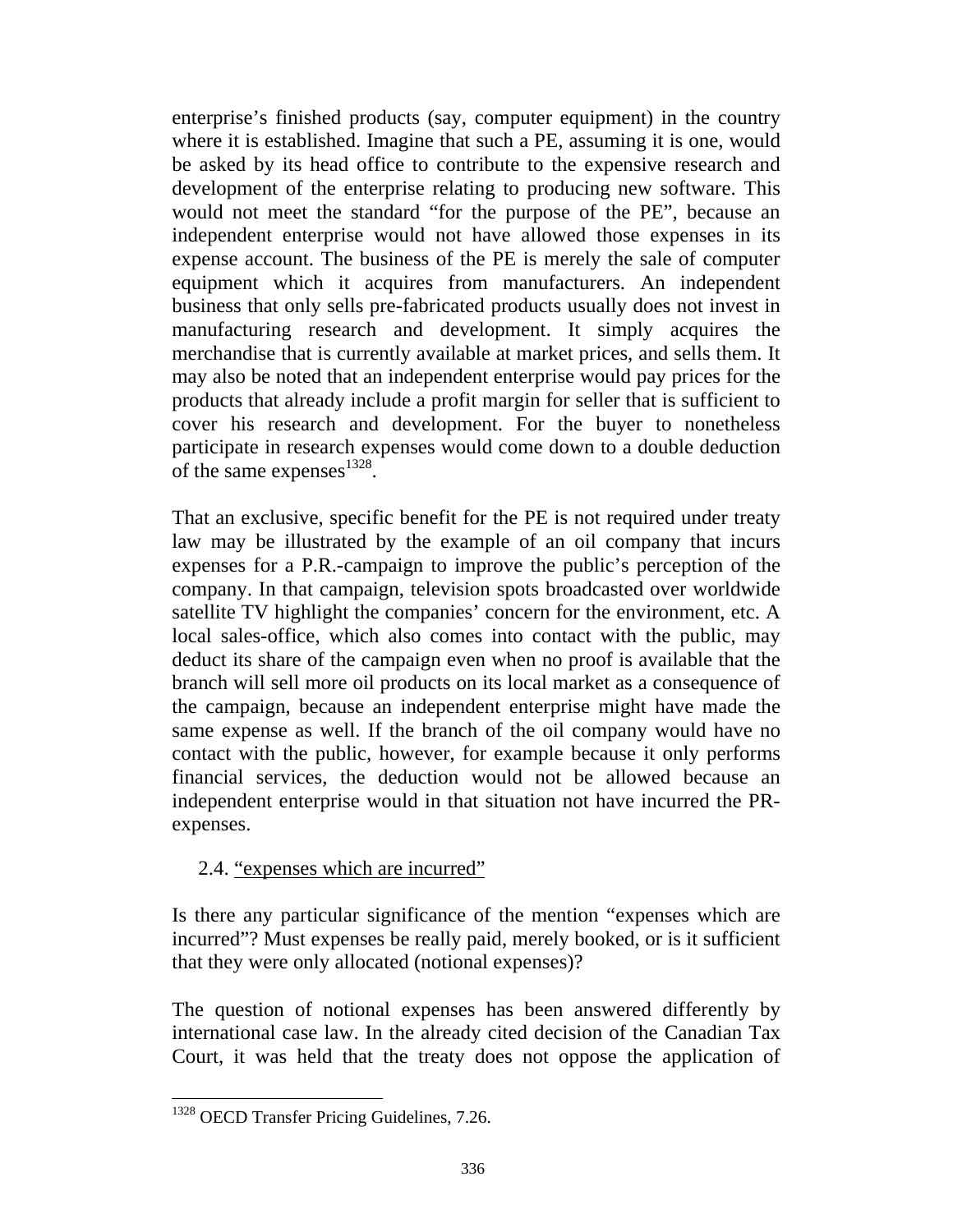enterprise's finished products (say, computer equipment) in the country where it is established. Imagine that such a PE, assuming it is one, would be asked by its head office to contribute to the expensive research and development of the enterprise relating to producing new software. This would not meet the standard "for the purpose of the PE", because an independent enterprise would not have allowed those expenses in its expense account. The business of the PE is merely the sale of computer equipment which it acquires from manufacturers. An independent business that only sells pre-fabricated products usually does not invest in manufacturing research and development. It simply acquires the merchandise that is currently available at market prices, and sells them. It may also be noted that an independent enterprise would pay prices for the products that already include a profit margin for seller that is sufficient to cover his research and development. For the buyer to nonetheless participate in research expenses would come down to a double deduction of the same expenses[1328].

That an exclusive, specific benefit for the PE is not required under treaty law may be illustrated by the example of an oil company that incurs expenses for a P.R.-campaign to improve the public's perception of the company. In that campaign, television spots broadcasted over worldwide satellite TV highlight the companies' concern for the environment, etc. A local sales-office, which also comes into contact with the public, may deduct its share of the campaign even when no proof is available that the branch will sell more oil products on its local market as a consequence of the campaign, because an independent enterprise might have made the same expense as well. If the branch of the oil company would have no contact with the public, however, for example because it only performs financial services, the deduction would not be allowed because an independent enterprise would in that situation not have incurred the PR-expenses.

### 2.4. "expenses which are incurred"

Is there any particular significance of the mention "expenses which are incurred"? Must expenses be really paid, merely booked, or is it sufficient that they were only allocated (notional expenses)?

The question of notional expenses has been answered differently by international case law. In the already cited decision of the Canadian Tax Court, it was held that the treaty does not oppose the application of

---

[1328] OECD Transfer Pricing Guidelines, 7.26.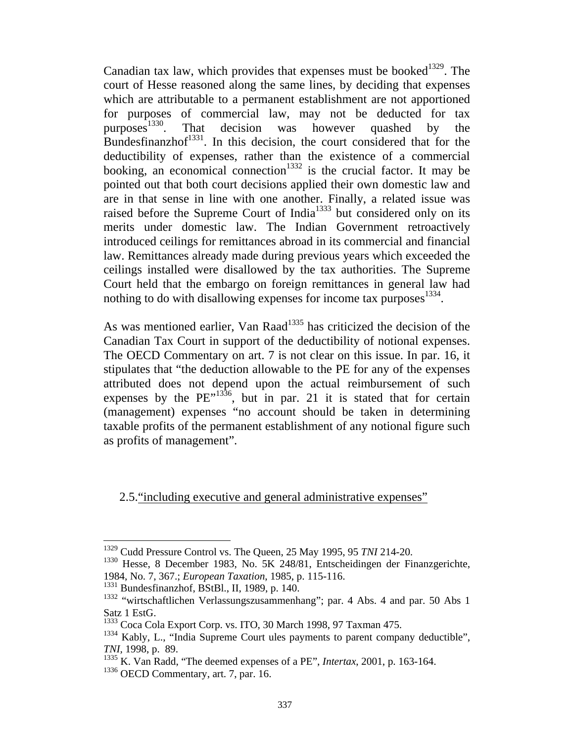Canadian tax law, which provides that expenses must be booked[1329]. The court of Hesse reasoned along the same lines, by deciding that expenses which are attributable to a permanent establishment are not apportioned for purposes of commercial law, may not be deducted for tax purposes[1330]. That decision was however quashed by the Bundesfinanzhof[1331]. In this decision, the court considered that for the deductibility of expenses, rather than the existence of a commercial booking, an economical connection[1332] is the crucial factor. It may be pointed out that both court decisions applied their own domestic law and are in that sense in line with one another. Finally, a related issue was raised before the Supreme Court of India[1333] but considered only on its merits under domestic law. The Indian Government retroactively introduced ceilings for remittances abroad in its commercial and financial law. Remittances already made during previous years which exceeded the ceilings installed were disallowed by the tax authorities. The Supreme Court held that the embargo on foreign remittances in general law had nothing to do with disallowing expenses for income tax purposes[1334].

As was mentioned earlier, Van Raad[1335] has criticized the decision of the Canadian Tax Court in support of the deductibility of notional expenses. The OECD Commentary on art. 7 is not clear on this issue. In par. 16, it stipulates that "the deduction allowable to the PE for any of the expenses attributed does not depend upon the actual reimbursement of such expenses by the PE"[1336], but in par. 21 it is stated that for certain (management) expenses "no account should be taken in determining taxable profits of the permanent establishment of any notional figure such as profits of management".

### 2.5. "including executive and general administrative expenses"

---

[1329] Cudd Pressure Control vs. The Queen, 25 May 1995, 95 *TNI* 214-20.

[1330] Hesse, 8 December 1983, No. 5K 248/81, Entscheidingen der Finanzgerichte, 1984, No. 7, 367.; *European Taxation*, 1985, p. 115-116.

[1331] Bundesfinanzhof, BStBl., II, 1989, p. 140.

[1332] "wirtschaftlichen Verlassungszusammenhang"; par. 4 Abs. 4 and par. 50 Abs 1 Satz 1 EstG.

[1333] Coca Cola Export Corp. vs. ITO, 30 March 1998, 97 Taxman 475.

[1334] Kably, L., "India Supreme Court ules payments to parent company deductible", *TNI*, 1998, p. 89.

[1335] K. Van Radd, "The deemed expenses of a PE", *Intertax*, 2001, p. 163-164.

[1336] OECD Commentary, art. 7, par. 16.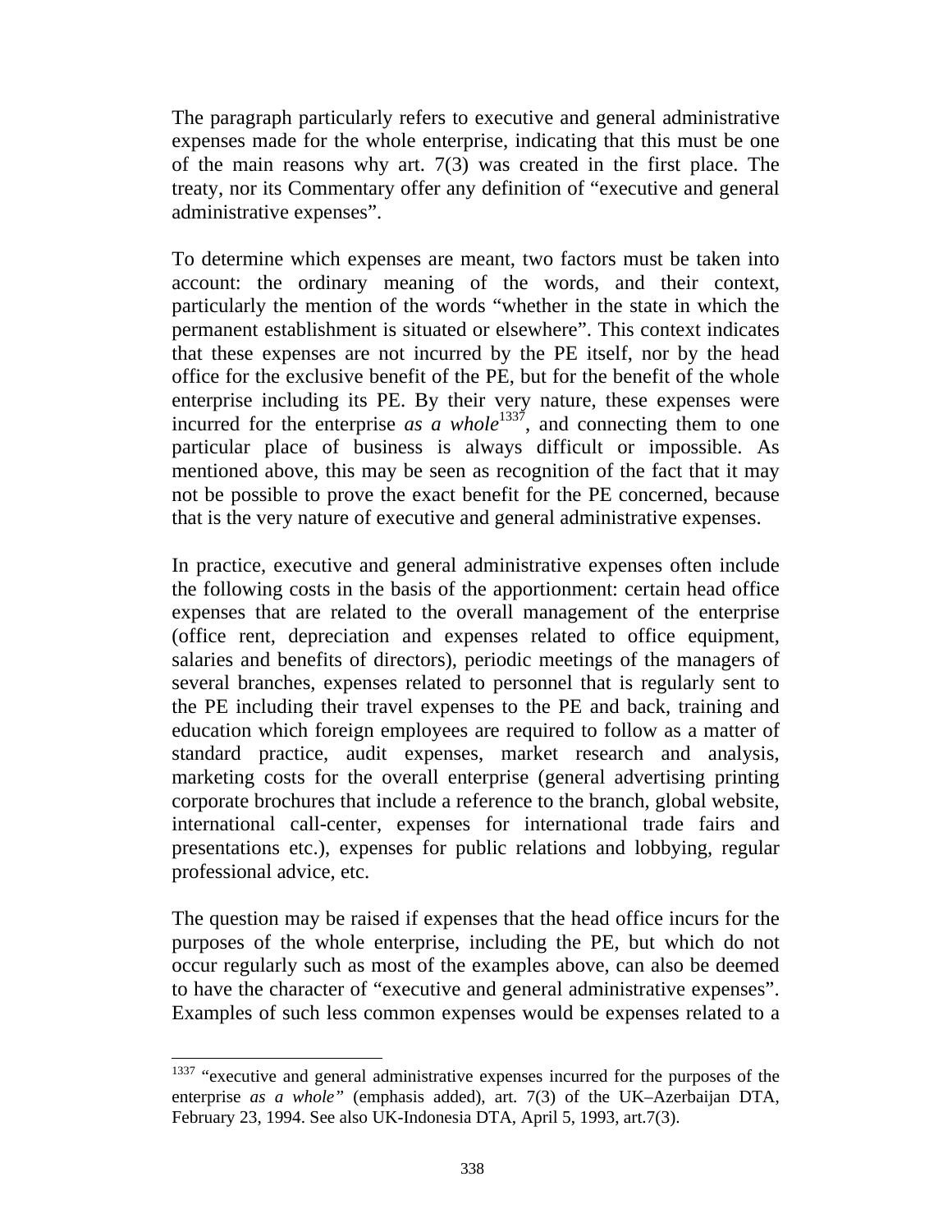The paragraph particularly refers to executive and general administrative expenses made for the whole enterprise, indicating that this must be one of the main reasons why art. 7(3) was created in the first place. The treaty, nor its Commentary offer any definition of "executive and general administrative expenses".

To determine which expenses are meant, two factors must be taken into account: the ordinary meaning of the words, and their context, particularly the mention of the words "whether in the state in which the permanent establishment is situated or elsewhere". This context indicates that these expenses are not incurred by the PE itself, nor by the head office for the exclusive benefit of the PE, but for the benefit of the whole enterprise including its PE. By their very nature, these expenses were incurred for the enterprise *as a whole*[1337], and connecting them to one particular place of business is always difficult or impossible. As mentioned above, this may be seen as recognition of the fact that it may not be possible to prove the exact benefit for the PE concerned, because that is the very nature of executive and general administrative expenses.

In practice, executive and general administrative expenses often include the following costs in the basis of the apportionment: certain head office expenses that are related to the overall management of the enterprise (office rent, depreciation and expenses related to office equipment, salaries and benefits of directors), periodic meetings of the managers of several branches, expenses related to personnel that is regularly sent to the PE including their travel expenses to the PE and back, training and education which foreign employees are required to follow as a matter of standard practice, audit expenses, market research and analysis, marketing costs for the overall enterprise (general advertising printing corporate brochures that include a reference to the branch, global website, international call-center, expenses for international trade fairs and presentations etc.), expenses for public relations and lobbying, regular professional advice, etc.

The question may be raised if expenses that the head office incurs for the purposes of the whole enterprise, including the PE, but which do not occur regularly such as most of the examples above, can also be deemed to have the character of "executive and general administrative expenses". Examples of such less common expenses would be expenses related to a

---

[1337] "executive and general administrative expenses incurred for the purposes of the enterprise *as a whole"* (emphasis added), art. 7(3) of the UK–Azerbaijan DTA, February 23, 1994. See also UK-Indonesia DTA, April 5, 1993, art.7(3).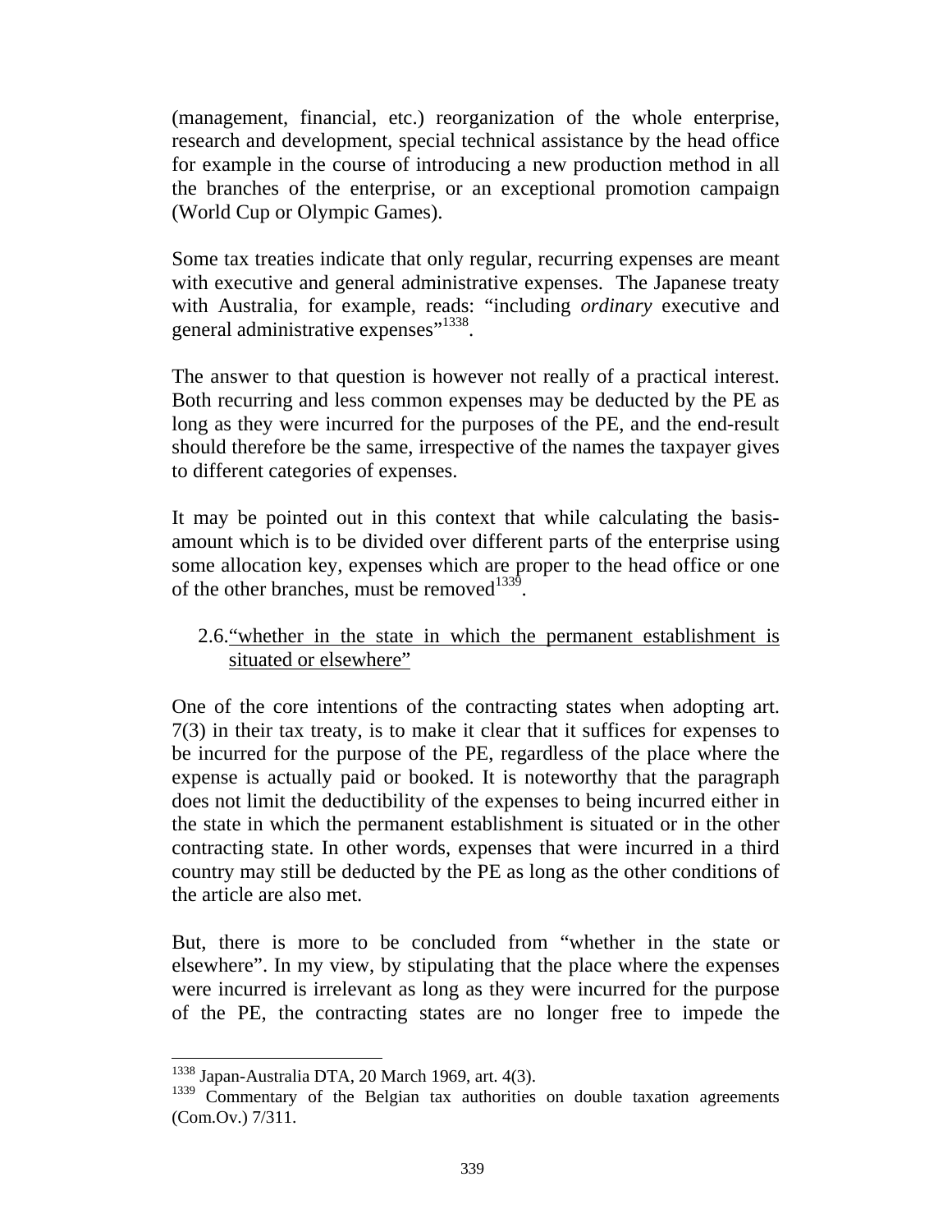(management, financial, etc.) reorganization of the whole enterprise, research and development, special technical assistance by the head office for example in the course of introducing a new production method in all the branches of the enterprise, or an exceptional promotion campaign (World Cup or Olympic Games).

Some tax treaties indicate that only regular, recurring expenses are meant with executive and general administrative expenses. The Japanese treaty with Australia, for example, reads: "including *ordinary* executive and general administrative expenses"[1338].

The answer to that question is however not really of a practical interest. Both recurring and less common expenses may be deducted by the PE as long as they were incurred for the purposes of the PE, and the end-result should therefore be the same, irrespective of the names the taxpayer gives to different categories of expenses.

It may be pointed out in this context that while calculating the basis-amount which is to be divided over different parts of the enterprise using some allocation key, expenses which are proper to the head office or one of the other branches, must be removed[1339].

### 2.6. "whether in the state in which the permanent establishment is situated or elsewhere"

One of the core intentions of the contracting states when adopting art. 7(3) in their tax treaty, is to make it clear that it suffices for expenses to be incurred for the purpose of the PE, regardless of the place where the expense is actually paid or booked. It is noteworthy that the paragraph does not limit the deductibility of the expenses to being incurred either in the state in which the permanent establishment is situated or in the other contracting state. In other words, expenses that were incurred in a third country may still be deducted by the PE as long as the other conditions of the article are also met.

But, there is more to be concluded from "whether in the state or elsewhere". In my view, by stipulating that the place where the expenses were incurred is irrelevant as long as they were incurred for the purpose of the PE, the contracting states are no longer free to impede the

---

[1338] Japan-Australia DTA, 20 March 1969, art. 4(3).

[1339] Commentary of the Belgian tax authorities on double taxation agreements (Com.Ov.) 7/311.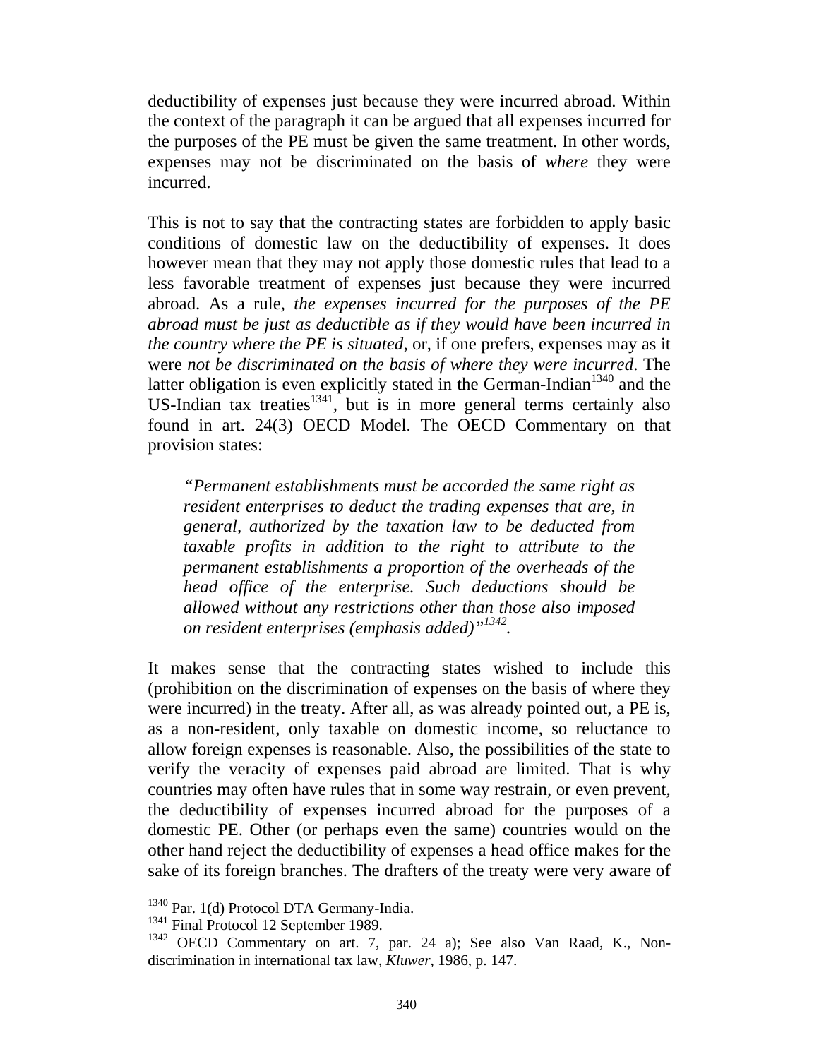deductibility of expenses just because they were incurred abroad. Within the context of the paragraph it can be argued that all expenses incurred for the purposes of the PE must be given the same treatment. In other words, expenses may not be discriminated on the basis of *where* they were incurred.

This is not to say that the contracting states are forbidden to apply basic conditions of domestic law on the deductibility of expenses. It does however mean that they may not apply those domestic rules that lead to a less favorable treatment of expenses just because they were incurred abroad. As a rule, *the expenses incurred for the purposes of the PE abroad must be just as deductible as if they would have been incurred in the country where the PE is situated*, or, if one prefers, expenses may as it were *not be discriminated on the basis of where they were incurred*. The latter obligation is even explicitly stated in the German-Indian[1340] and the US-Indian tax treaties[1341], but is in more general terms certainly also found in art. 24(3) OECD Model. The OECD Commentary on that provision states:

> *"Permanent establishments must be accorded the same right as resident enterprises to deduct the trading expenses that are, in general, authorized by the taxation law to be deducted from taxable profits in addition to the right to attribute to the permanent establishments a proportion of the overheads of the head office of the enterprise. Such deductions should be allowed without any restrictions other than those also imposed on resident enterprises (emphasis added)"*[1342].

It makes sense that the contracting states wished to include this (prohibition on the discrimination of expenses on the basis of where they were incurred) in the treaty. After all, as was already pointed out, a PE is, as a non-resident, only taxable on domestic income, so reluctance to allow foreign expenses is reasonable. Also, the possibilities of the state to verify the veracity of expenses paid abroad are limited. That is why countries may often have rules that in some way restrain, or even prevent, the deductibility of expenses incurred abroad for the purposes of a domestic PE. Other (or perhaps even the same) countries would on the other hand reject the deductibility of expenses a head office makes for the sake of its foreign branches. The drafters of the treaty were very aware of

---

[1340] Par. 1(d) Protocol DTA Germany-India.

[1341] Final Protocol 12 September 1989.

[1342] OECD Commentary on art. 7, par. 24 a); See also Van Raad, K., Non-discrimination in international tax law, *Kluwer*, 1986, p. 147.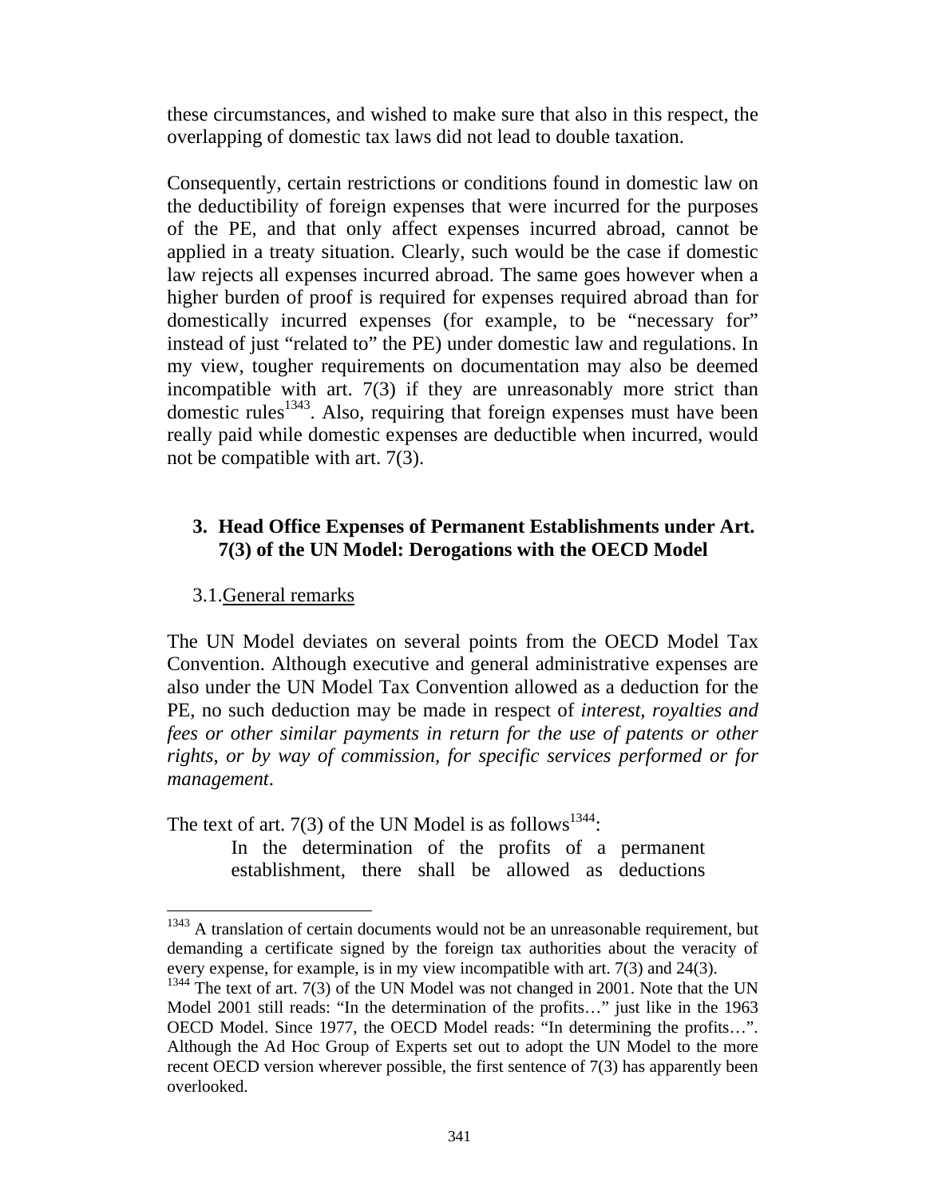these circumstances, and wished to make sure that also in this respect, the overlapping of domestic tax laws did not lead to double taxation.

Consequently, certain restrictions or conditions found in domestic law on the deductibility of foreign expenses that were incurred for the purposes of the PE, and that only affect expenses incurred abroad, cannot be applied in a treaty situation. Clearly, such would be the case if domestic law rejects all expenses incurred abroad. The same goes however when a higher burden of proof is required for expenses required abroad than for domestically incurred expenses (for example, to be "necessary for" instead of just "related to" the PE) under domestic law and regulations. In my view, tougher requirements on documentation may also be deemed incompatible with art. 7(3) if they are unreasonably more strict than domestic rules[1343]. Also, requiring that foreign expenses must have been really paid while domestic expenses are deductible when incurred, would not be compatible with art. 7(3).

## 3. Head Office Expenses of Permanent Establishments under Art. 7(3) of the UN Model: Derogations with the OECD Model

### 3.1. General remarks

The UN Model deviates on several points from the OECD Model Tax Convention. Although executive and general administrative expenses are also under the UN Model Tax Convention allowed as a deduction for the PE, no such deduction may be made in respect of *interest, royalties and fees or other similar payments in return for the use of patents or other rights, or by way of commission, for specific services performed or for management*.

The text of art. 7(3) of the UN Model is as follows[1344]:

> In the determination of the profits of a permanent establishment, there shall be allowed as deductions

---

[1343] A translation of certain documents would not be an unreasonable requirement, but demanding a certificate signed by the foreign tax authorities about the veracity of every expense, for example, is in my view incompatible with art. 7(3) and 24(3).

[1344] The text of art. 7(3) of the UN Model was not changed in 2001. Note that the UN Model 2001 still reads: "In the determination of the profits…" just like in the 1963 OECD Model. Since 1977, the OECD Model reads: "In determining the profits…". Although the Ad Hoc Group of Experts set out to adopt the UN Model to the more recent OECD version wherever possible, the first sentence of 7(3) has apparently been overlooked.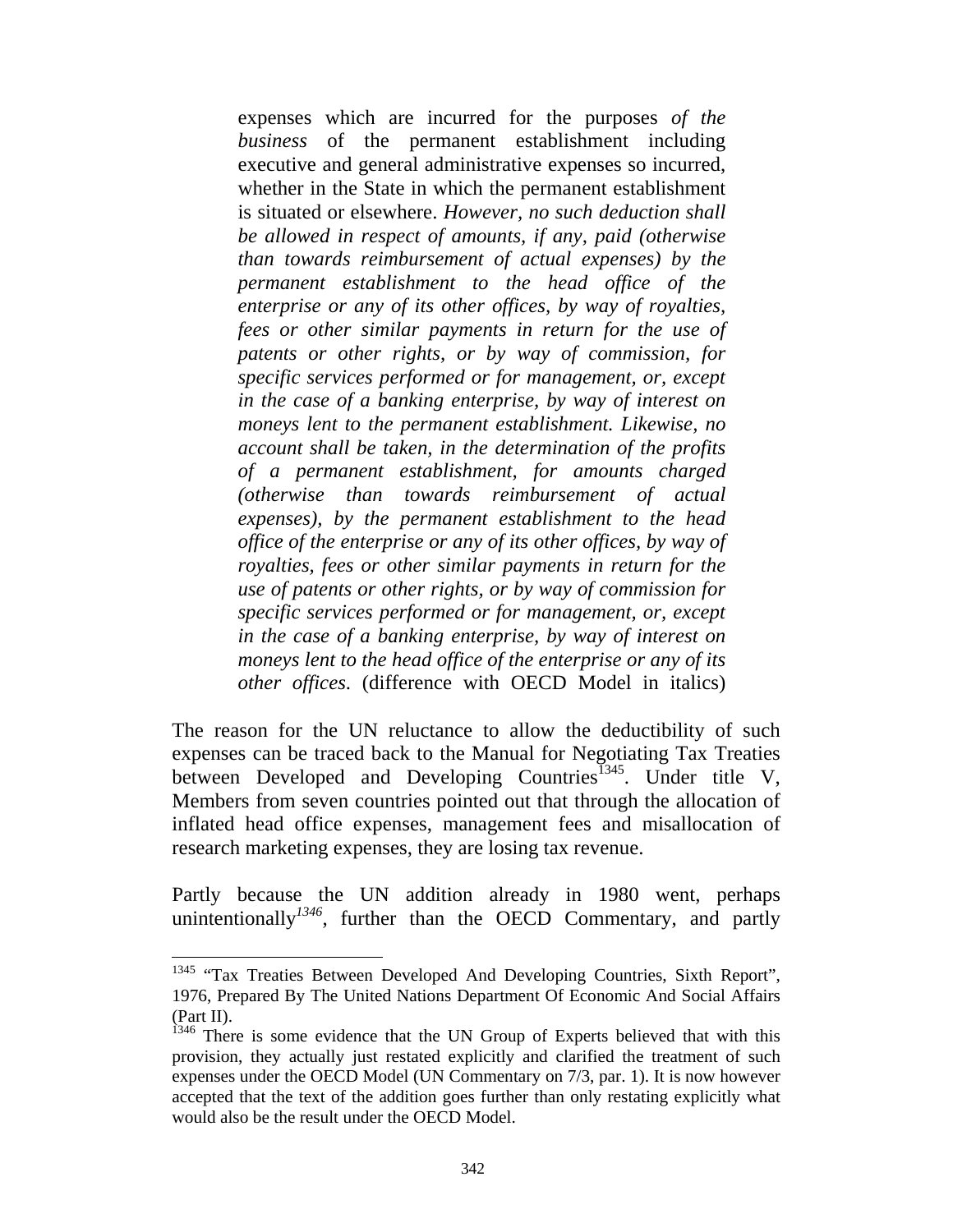> expenses which are incurred for the purposes *of the business* of the permanent establishment including executive and general administrative expenses so incurred, whether in the State in which the permanent establishment is situated or elsewhere. *However, no such deduction shall be allowed in respect of amounts, if any, paid (otherwise than towards reimbursement of actual expenses) by the permanent establishment to the head office of the enterprise or any of its other offices, by way of royalties, fees or other similar payments in return for the use of patents or other rights, or by way of commission, for specific services performed or for management, or, except in the case of a banking enterprise, by way of interest on moneys lent to the permanent establishment. Likewise, no account shall be taken, in the determination of the profits of a permanent establishment, for amounts charged (otherwise than towards reimbursement of actual expenses), by the permanent establishment to the head office of the enterprise or any of its other offices, by way of royalties, fees or other similar payments in return for the use of patents or other rights, or by way of commission for specific services performed or for management, or, except in the case of a banking enterprise, by way of interest on moneys lent to the head office of the enterprise or any of its other offices.* (difference with OECD Model in italics)

The reason for the UN reluctance to allow the deductibility of such expenses can be traced back to the Manual for Negotiating Tax Treaties between Developed and Developing Countries[1345]. Under title V, Members from seven countries pointed out that through the allocation of inflated head office expenses, management fees and misallocation of research marketing expenses, they are losing tax revenue.

Partly because the UN addition already in 1980 went, perhaps unintentionally[1346], further than the OECD Commentary, and partly

---

[1345] "Tax Treaties Between Developed And Developing Countries, Sixth Report", 1976, Prepared By The United Nations Department Of Economic And Social Affairs (Part II).

[1346] There is some evidence that the UN Group of Experts believed that with this provision, they actually just restated explicitly and clarified the treatment of such expenses under the OECD Model (UN Commentary on 7/3, par. 1). It is now however accepted that the text of the addition goes further than only restating explicitly what would also be the result under the OECD Model.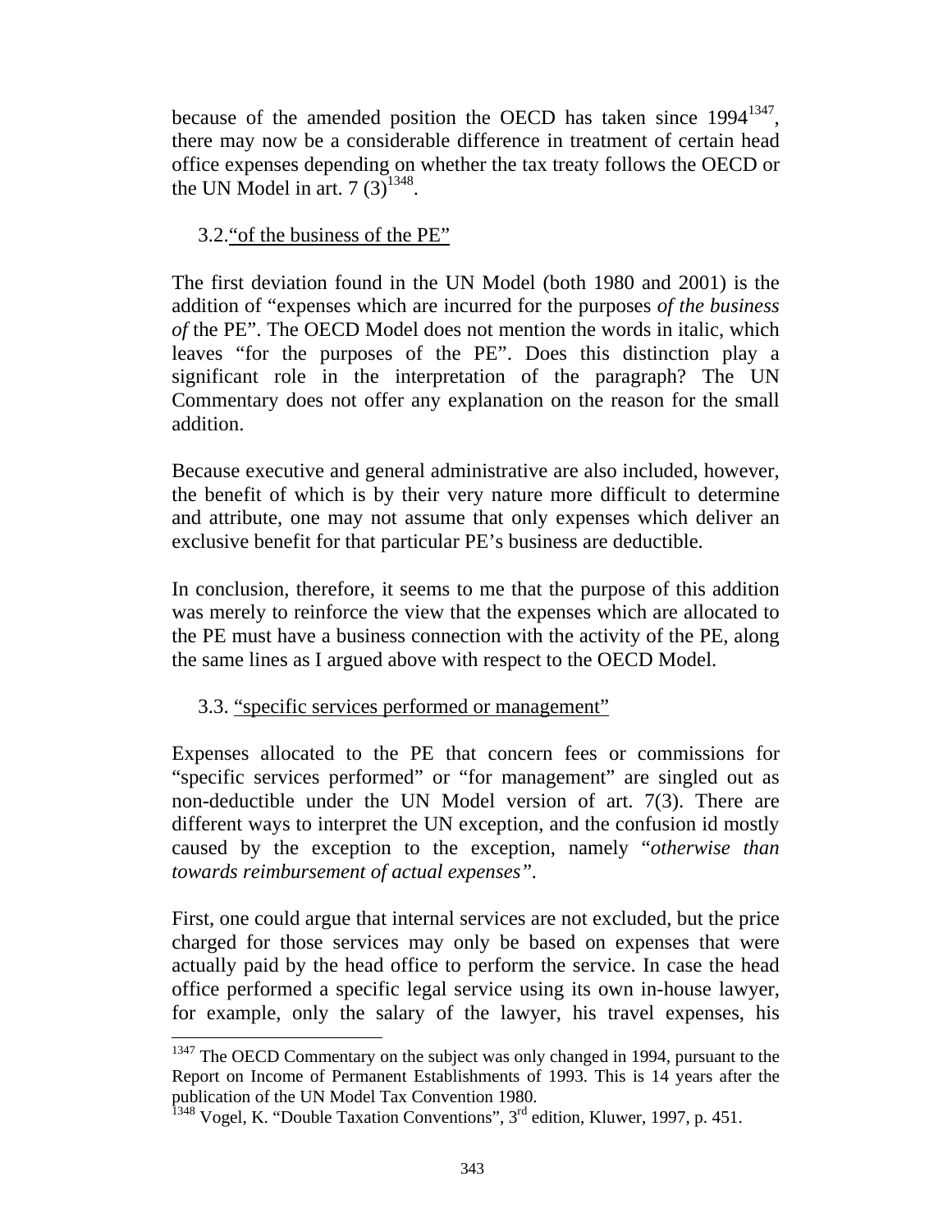because of the amended position the OECD has taken since 1994[1347], there may now be a considerable difference in treatment of certain head office expenses depending on whether the tax treaty follows the OECD or the UN Model in art. 7 (3)[1348].

### 3.2. "of the business of the PE"

The first deviation found in the UN Model (both 1980 and 2001) is the addition of "expenses which are incurred for the purposes *of the business of* the PE". The OECD Model does not mention the words in italic, which leaves "for the purposes of the PE". Does this distinction play a significant role in the interpretation of the paragraph? The UN Commentary does not offer any explanation on the reason for the small addition.

Because executive and general administrative are also included, however, the benefit of which is by their very nature more difficult to determine and attribute, one may not assume that only expenses which deliver an exclusive benefit for that particular PE's business are deductible.

In conclusion, therefore, it seems to me that the purpose of this addition was merely to reinforce the view that the expenses which are allocated to the PE must have a business connection with the activity of the PE, along the same lines as I argued above with respect to the OECD Model.

### 3.3. "specific services performed or management"

Expenses allocated to the PE that concern fees or commissions for "specific services performed" or "for management" are singled out as non-deductible under the UN Model version of art. 7(3). There are different ways to interpret the UN exception, and the confusion id mostly caused by the exception to the exception, namely "*otherwise than towards reimbursement of actual expenses*".

First, one could argue that internal services are not excluded, but the price charged for those services may only be based on expenses that were actually paid by the head office to perform the service. In case the head office performed a specific legal service using its own in-house lawyer, for example, only the salary of the lawyer, his travel expenses, his

---

[1347] The OECD Commentary on the subject was only changed in 1994, pursuant to the Report on Income of Permanent Establishments of 1993. This is 14 years after the publication of the UN Model Tax Convention 1980.

[1348] Vogel, K. "Double Taxation Conventions", 3rd edition, Kluwer, 1997, p. 451.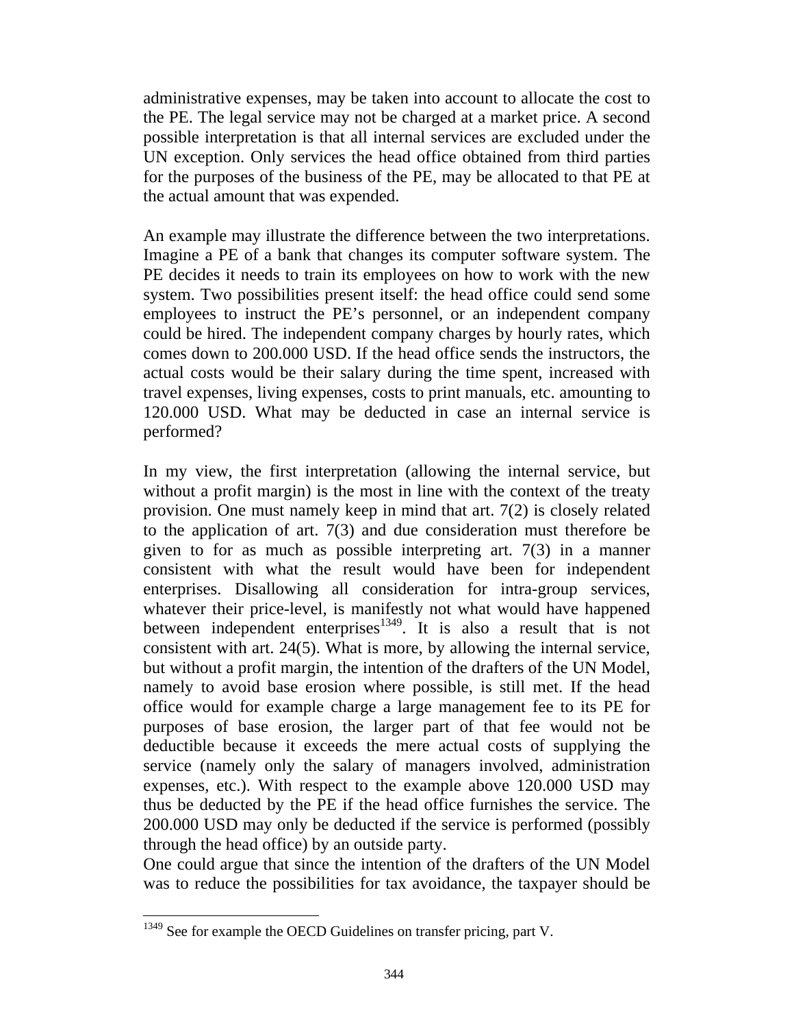administrative expenses, may be taken into account to allocate the cost to the PE. The legal service may not be charged at a market price. A second possible interpretation is that all internal services are excluded under the UN exception. Only services the head office obtained from third parties for the purposes of the business of the PE, may be allocated to that PE at the actual amount that was expended.

An example may illustrate the difference between the two interpretations. Imagine a PE of a bank that changes its computer software system. The PE decides it needs to train its employees on how to work with the new system. Two possibilities present itself: the head office could send some employees to instruct the PE's personnel, or an independent company could be hired. The independent company charges by hourly rates, which comes down to 200.000 USD. If the head office sends the instructors, the actual costs would be their salary during the time spent, increased with travel expenses, living expenses, costs to print manuals, etc. amounting to 120.000 USD. What may be deducted in case an internal service is performed?

In my view, the first interpretation (allowing the internal service, but without a profit margin) is the most in line with the context of the treaty provision. One must namely keep in mind that art. 7(2) is closely related to the application of art. 7(3) and due consideration must therefore be given to for as much as possible interpreting art. 7(3) in a manner consistent with what the result would have been for independent enterprises. Disallowing all consideration for intra-group services, whatever their price-level, is manifestly not what would have happened between independent enterprises[1349]. It is also a result that is not consistent with art. 24(5). What is more, by allowing the internal service, but without a profit margin, the intention of the drafters of the UN Model, namely to avoid base erosion where possible, is still met. If the head office would for example charge a large management fee to its PE for purposes of base erosion, the larger part of that fee would not be deductible because it exceeds the mere actual costs of supplying the service (namely only the salary of managers involved, administration expenses, etc.). With respect to the example above 120.000 USD may thus be deducted by the PE if the head office furnishes the service. The 200.000 USD may only be deducted if the service is performed (possibly through the head office) by an outside party.
One could argue that since the intention of the drafters of the UN Model was to reduce the possibilities for tax avoidance, the taxpayer should be

[1349] See for example the OECD Guidelines on transfer pricing, part V.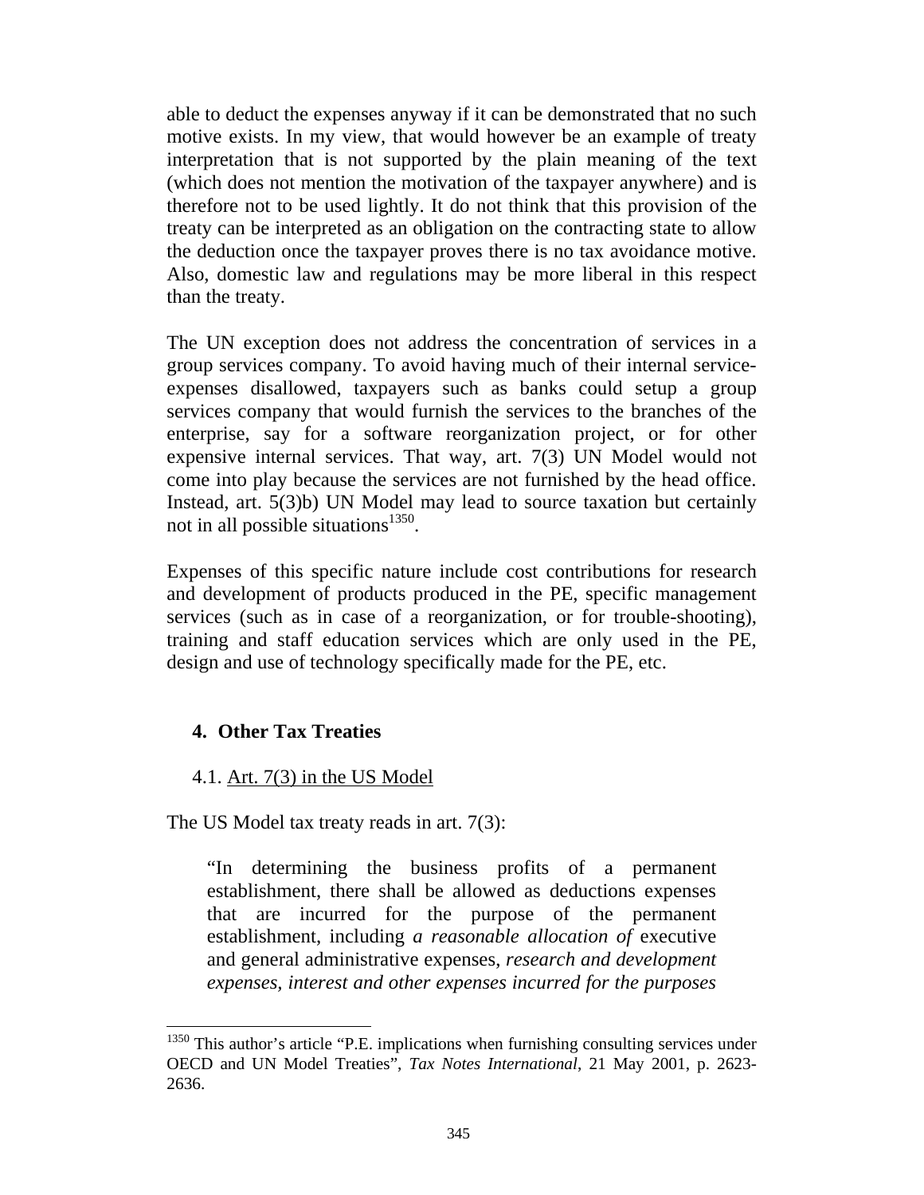able to deduct the expenses anyway if it can be demonstrated that no such motive exists. In my view, that would however be an example of treaty interpretation that is not supported by the plain meaning of the text (which does not mention the motivation of the taxpayer anywhere) and is therefore not to be used lightly. It do not think that this provision of the treaty can be interpreted as an obligation on the contracting state to allow the deduction once the taxpayer proves there is no tax avoidance motive. Also, domestic law and regulations may be more liberal in this respect than the treaty.

The UN exception does not address the concentration of services in a group services company. To avoid having much of their internal service-expenses disallowed, taxpayers such as banks could setup a group services company that would furnish the services to the branches of the enterprise, say for a software reorganization project, or for other expensive internal services. That way, art. 7(3) UN Model would not come into play because the services are not furnished by the head office. Instead, art. 5(3)b) UN Model may lead to source taxation but certainly not in all possible situations[1350].

Expenses of this specific nature include cost contributions for research and development of products produced in the PE, specific management services (such as in case of a reorganization, or for trouble-shooting), training and staff education services which are only used in the PE, design and use of technology specifically made for the PE, etc.

## 4. Other Tax Treaties

### 4.1. Art. 7(3) in the US Model

The US Model tax treaty reads in art. 7(3):

> "In determining the business profits of a permanent establishment, there shall be allowed as deductions expenses that are incurred for the purpose of the permanent establishment, including *a reasonable allocation of* executive and general administrative expenses, *research and development expenses, interest and other expenses incurred for the purposes*

---

[1350] This author's article "P.E. implications when furnishing consulting services under OECD and UN Model Treaties", *Tax Notes International*, 21 May 2001, p. 2623-2636.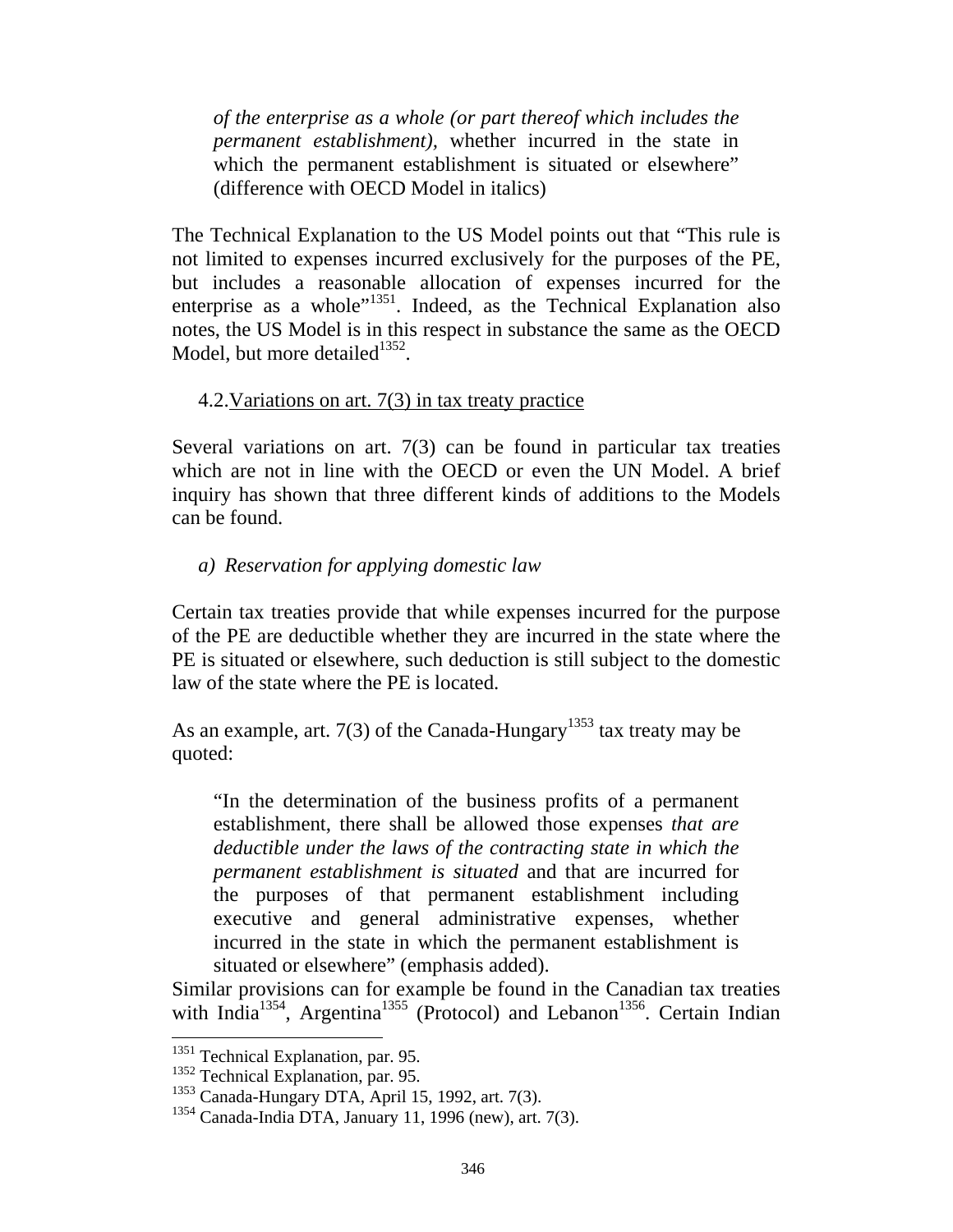> *of the enterprise as a whole (or part thereof which includes the permanent establishment),* whether incurred in the state in which the permanent establishment is situated or elsewhere" (difference with OECD Model in italics)

The Technical Explanation to the US Model points out that "This rule is not limited to expenses incurred exclusively for the purposes of the PE, but includes a reasonable allocation of expenses incurred for the enterprise as a whole"[1351]. Indeed, as the Technical Explanation also notes, the US Model is in this respect in substance the same as the OECD Model, but more detailed[1352].

### 4.2. Variations on art. 7(3) in tax treaty practice

Several variations on art. 7(3) can be found in particular tax treaties which are not in line with the OECD or even the UN Model. A brief inquiry has shown that three different kinds of additions to the Models can be found.

#### *a) Reservation for applying domestic law*

Certain tax treaties provide that while expenses incurred for the purpose of the PE are deductible whether they are incurred in the state where the PE is situated or elsewhere, such deduction is still subject to the domestic law of the state where the PE is located.

As an example, art. 7(3) of the Canada-Hungary[1353] tax treaty may be quoted:

> "In the determination of the business profits of a permanent establishment, there shall be allowed those expenses *that are deductible under the laws of the contracting state in which the permanent establishment is situated* and that are incurred for the purposes of that permanent establishment including executive and general administrative expenses, whether incurred in the state in which the permanent establishment is situated or elsewhere" (emphasis added).

Similar provisions can for example be found in the Canadian tax treaties with India[1354], Argentina[1355] (Protocol) and Lebanon[1356]. Certain Indian

---

[1351] Technical Explanation, par. 95.

[1352] Technical Explanation, par. 95.

[1353] Canada-Hungary DTA, April 15, 1992, art. 7(3).

[1354] Canada-India DTA, January 11, 1996 (new), art. 7(3).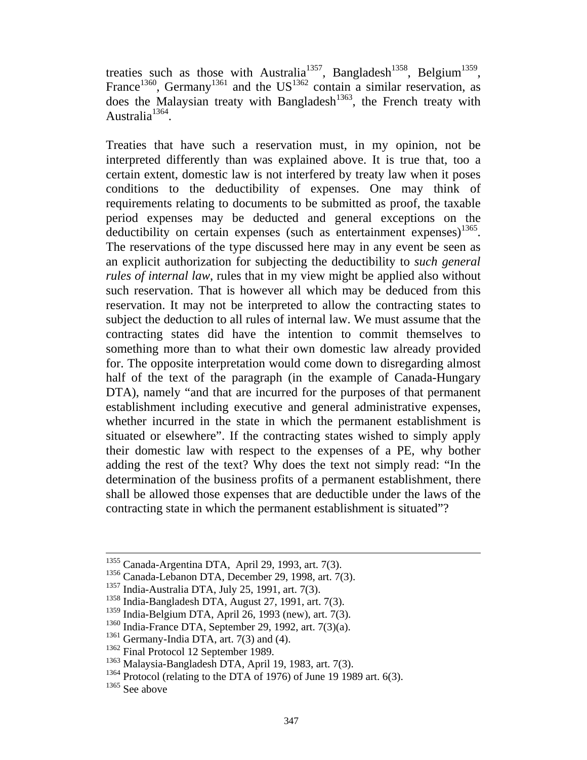treaties such as those with Australia[1357], Bangladesh[1358], Belgium[1359], France[1360], Germany[1361] and the US[1362] contain a similar reservation, as does the Malaysian treaty with Bangladesh[1363], the French treaty with Australia[1364].

Treaties that have such a reservation must, in my opinion, not be interpreted differently than was explained above. It is true that, too a certain extent, domestic law is not interfered by treaty law when it poses conditions to the deductibility of expenses. One may think of requirements relating to documents to be submitted as proof, the taxable period expenses may be deducted and general exceptions on the deductibility on certain expenses (such as entertainment expenses)[1365]. The reservations of the type discussed here may in any event be seen as an explicit authorization for subjecting the deductibility to *such general rules of internal law*, rules that in my view might be applied also without such reservation. That is however all which may be deduced from this reservation. It may not be interpreted to allow the contracting states to subject the deduction to all rules of internal law. We must assume that the contracting states did have the intention to commit themselves to something more than to what their own domestic law already provided for. The opposite interpretation would come down to disregarding almost half of the text of the paragraph (in the example of Canada-Hungary DTA), namely "and that are incurred for the purposes of that permanent establishment including executive and general administrative expenses, whether incurred in the state in which the permanent establishment is situated or elsewhere". If the contracting states wished to simply apply their domestic law with respect to the expenses of a PE, why bother adding the rest of the text? Why does the text not simply read: "In the determination of the business profits of a permanent establishment, there shall be allowed those expenses that are deductible under the laws of the contracting state in which the permanent establishment is situated"?

---

[1355] Canada-Argentina DTA, April 29, 1993, art. 7(3).
[1356] Canada-Lebanon DTA, December 29, 1998, art. 7(3).
[1357] India-Australia DTA, July 25, 1991, art. 7(3).
[1358] India-Bangladesh DTA, August 27, 1991, art. 7(3).
[1359] India-Belgium DTA, April 26, 1993 (new), art. 7(3).
[1360] India-France DTA, September 29, 1992, art. 7(3)(a).
[1361] Germany-India DTA, art. 7(3) and (4).
[1362] Final Protocol 12 September 1989.
[1363] Malaysia-Bangladesh DTA, April 19, 1983, art. 7(3).
[1364] Protocol (relating to the DTA of 1976) of June 19 1989 art. 6(3).
[1365] See above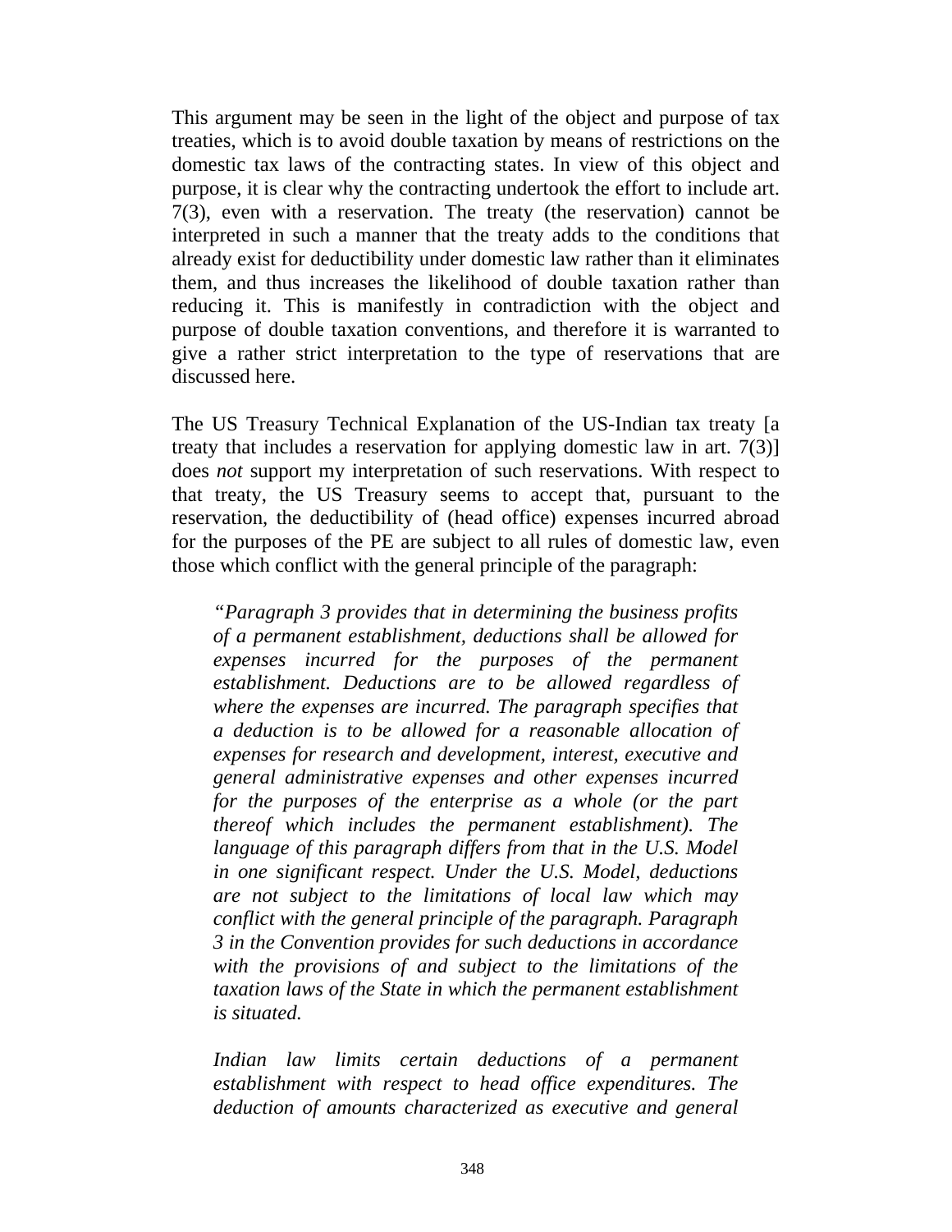This argument may be seen in the light of the object and purpose of tax treaties, which is to avoid double taxation by means of restrictions on the domestic tax laws of the contracting states. In view of this object and purpose, it is clear why the contracting undertook the effort to include art. 7(3), even with a reservation. The treaty (the reservation) cannot be interpreted in such a manner that the treaty adds to the conditions that already exist for deductibility under domestic law rather than it eliminates them, and thus increases the likelihood of double taxation rather than reducing it. This is manifestly in contradiction with the object and purpose of double taxation conventions, and therefore it is warranted to give a rather strict interpretation to the type of reservations that are discussed here.

The US Treasury Technical Explanation of the US-Indian tax treaty [a treaty that includes a reservation for applying domestic law in art. 7(3)] does *not* support my interpretation of such reservations. With respect to that treaty, the US Treasury seems to accept that, pursuant to the reservation, the deductibility of (head office) expenses incurred abroad for the purposes of the PE are subject to all rules of domestic law, even those which conflict with the general principle of the paragraph:

> *"Paragraph 3 provides that in determining the business profits of a permanent establishment, deductions shall be allowed for expenses incurred for the purposes of the permanent establishment. Deductions are to be allowed regardless of where the expenses are incurred. The paragraph specifies that a deduction is to be allowed for a reasonable allocation of expenses for research and development, interest, executive and general administrative expenses and other expenses incurred for the purposes of the enterprise as a whole (or the part thereof which includes the permanent establishment). The language of this paragraph differs from that in the U.S. Model in one significant respect. Under the U.S. Model, deductions are not subject to the limitations of local law which may conflict with the general principle of the paragraph. Paragraph 3 in the Convention provides for such deductions in accordance with the provisions of and subject to the limitations of the taxation laws of the State in which the permanent establishment is situated.*
>
> *Indian law limits certain deductions of a permanent establishment with respect to head office expenditures. The deduction of amounts characterized as executive and general*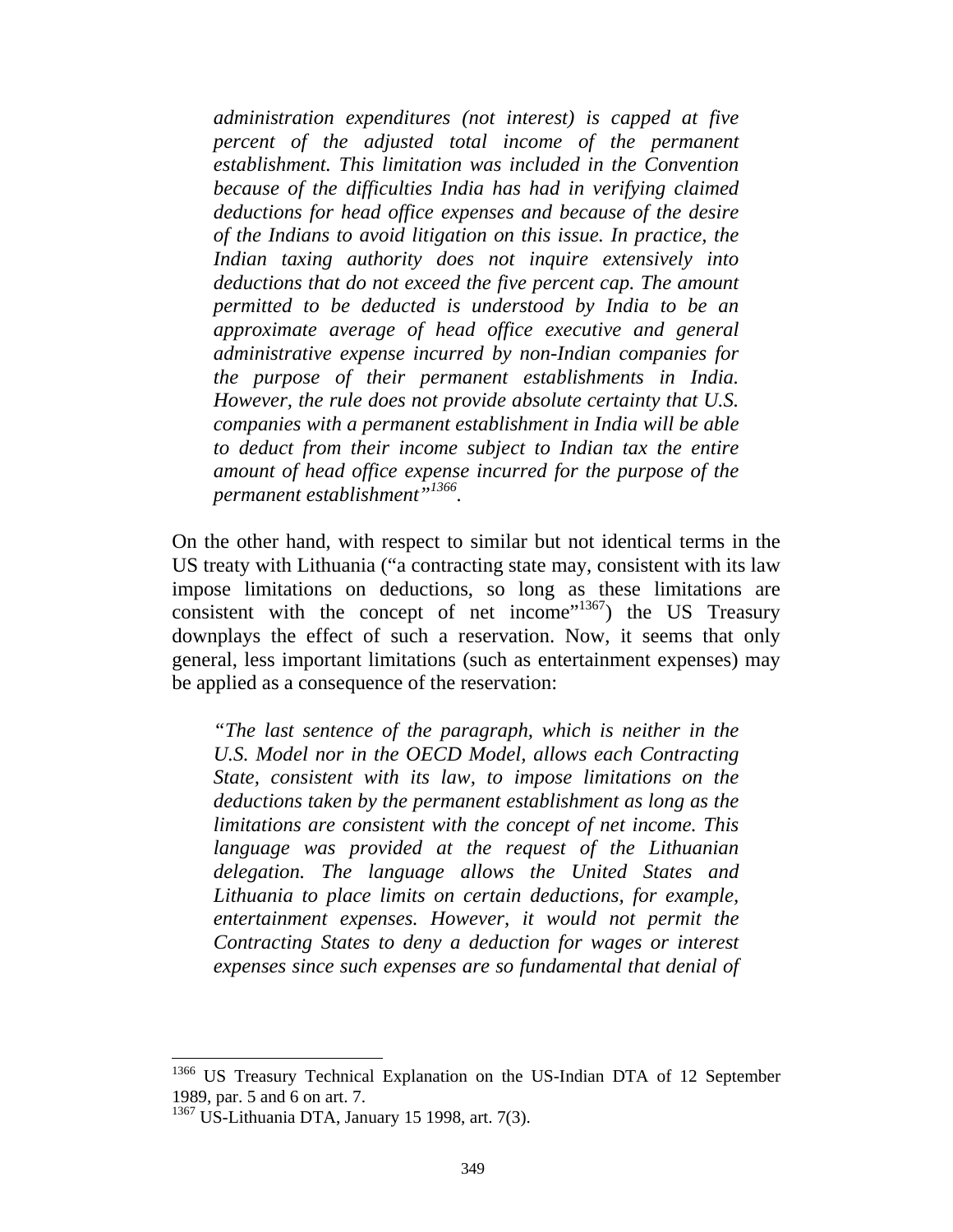*administration expenditures (not interest) is capped at five percent of the adjusted total income of the permanent establishment. This limitation was included in the Convention because of the difficulties India has had in verifying claimed deductions for head office expenses and because of the desire of the Indians to avoid litigation on this issue. In practice, the Indian taxing authority does not inquire extensively into deductions that do not exceed the five percent cap. The amount permitted to be deducted is understood by India to be an approximate average of head office executive and general administrative expense incurred by non-Indian companies for the purpose of their permanent establishments in India. However, the rule does not provide absolute certainty that U.S. companies with a permanent establishment in India will be able to deduct from their income subject to Indian tax the entire amount of head office expense incurred for the purpose of the permanent establishment"*[1366].

On the other hand, with respect to similar but not identical terms in the US treaty with Lithuania ("a contracting state may, consistent with its law impose limitations on deductions, so long as these limitations are consistent with the concept of net income"[1367]) the US Treasury downplays the effect of such a reservation. Now, it seems that only general, less important limitations (such as entertainment expenses) may be applied as a consequence of the reservation:

*"The last sentence of the paragraph, which is neither in the U.S. Model nor in the OECD Model, allows each Contracting State, consistent with its law, to impose limitations on the deductions taken by the permanent establishment as long as the limitations are consistent with the concept of net income. This language was provided at the request of the Lithuanian delegation. The language allows the United States and Lithuania to place limits on certain deductions, for example, entertainment expenses. However, it would not permit the Contracting States to deny a deduction for wages or interest expenses since such expenses are so fundamental that denial of*

---

[1366] US Treasury Technical Explanation on the US-Indian DTA of 12 September 1989, par. 5 and 6 on art. 7.

[1367] US-Lithuania DTA, January 15 1998, art. 7(3).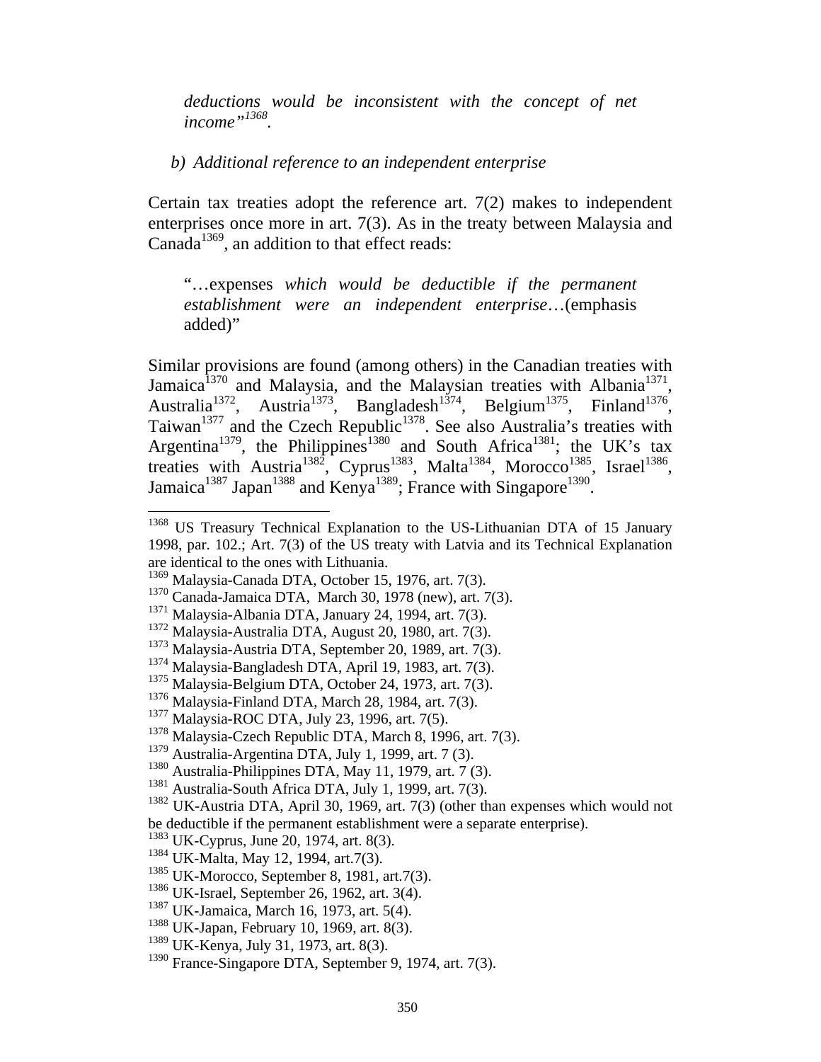*deductions would be inconsistent with the concept of net income"*[1368].

*b) Additional reference to an independent enterprise*

Certain tax treaties adopt the reference art. 7(2) makes to independent enterprises once more in art. 7(3). As in the treaty between Malaysia and Canada[1369], an addition to that effect reads:

> "…expenses *which would be deductible if the permanent establishment were an independent enterprise*…(emphasis added)"

Similar provisions are found (among others) in the Canadian treaties with Jamaica[1370] and Malaysia, and the Malaysian treaties with Albania[1371], Australia[1372], Austria[1373], Bangladesh[1374], Belgium[1375], Finland[1376], Taiwan[1377] and the Czech Republic[1378]. See also Australia's treaties with Argentina[1379], the Philippines[1380] and South Africa[1381]; the UK's tax treaties with Austria[1382], Cyprus[1383], Malta[1384], Morocco[1385], Israel[1386], Jamaica[1387] Japan[1388] and Kenya[1389]; France with Singapore[1390].

---

[1368] US Treasury Technical Explanation to the US-Lithuanian DTA of 15 January 1998, par. 102.; Art. 7(3) of the US treaty with Latvia and its Technical Explanation are identical to the ones with Lithuania.

[1369] Malaysia-Canada DTA, October 15, 1976, art. 7(3).

[1370] Canada-Jamaica DTA, March 30, 1978 (new), art. 7(3).

[1371] Malaysia-Albania DTA, January 24, 1994, art. 7(3).

[1372] Malaysia-Australia DTA, August 20, 1980, art. 7(3).

[1373] Malaysia-Austria DTA, September 20, 1989, art. 7(3).

[1374] Malaysia-Bangladesh DTA, April 19, 1983, art. 7(3).

[1375] Malaysia-Belgium DTA, October 24, 1973, art. 7(3).

[1376] Malaysia-Finland DTA, March 28, 1984, art. 7(3).

[1377] Malaysia-ROC DTA, July 23, 1996, art. 7(5).

[1378] Malaysia-Czech Republic DTA, March 8, 1996, art. 7(3).

[1379] Australia-Argentina DTA, July 1, 1999, art. 7 (3).

[1380] Australia-Philippines DTA, May 11, 1979, art. 7 (3).

[1381] Australia-South Africa DTA, July 1, 1999, art. 7(3).

[1382] UK-Austria DTA, April 30, 1969, art. 7(3) (other than expenses which would not be deductible if the permanent establishment were a separate enterprise).

[1383] UK-Cyprus, June 20, 1974, art. 8(3).

[1384] UK-Malta, May 12, 1994, art.7(3).

[1385] UK-Morocco, September 8, 1981, art.7(3).

[1386] UK-Israel, September 26, 1962, art. 3(4).

[1387] UK-Jamaica, March 16, 1973, art. 5(4).

[1388] UK-Japan, February 10, 1969, art. 8(3).

[1389] UK-Kenya, July 31, 1973, art. 8(3).

[1390] France-Singapore DTA, September 9, 1974, art. 7(3).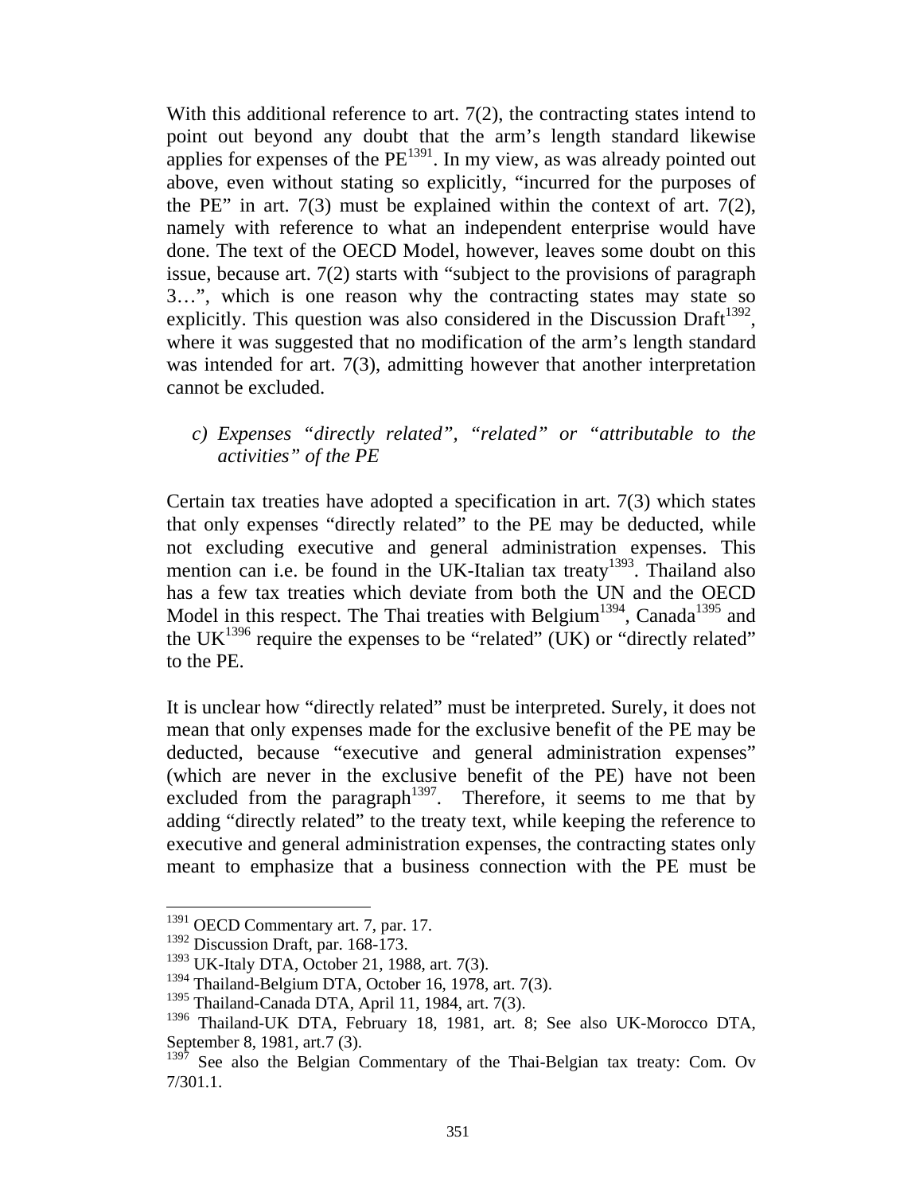With this additional reference to art. 7(2), the contracting states intend to point out beyond any doubt that the arm's length standard likewise applies for expenses of the PE[1391]. In my view, as was already pointed out above, even without stating so explicitly, "incurred for the purposes of the PE" in art. 7(3) must be explained within the context of art. 7(2), namely with reference to what an independent enterprise would have done. The text of the OECD Model, however, leaves some doubt on this issue, because art. 7(2) starts with "subject to the provisions of paragraph 3…", which is one reason why the contracting states may state so explicitly. This question was also considered in the Discussion Draft[1392], where it was suggested that no modification of the arm's length standard was intended for art. 7(3), admitting however that another interpretation cannot be excluded.

*c) Expenses "directly related", "related" or "attributable to the activities" of the PE*

Certain tax treaties have adopted a specification in art. 7(3) which states that only expenses "directly related" to the PE may be deducted, while not excluding executive and general administration expenses. This mention can i.e. be found in the UK-Italian tax treaty[1393]. Thailand also has a few tax treaties which deviate from both the UN and the OECD Model in this respect. The Thai treaties with Belgium[1394], Canada[1395] and the UK[1396] require the expenses to be "related" (UK) or "directly related" to the PE.

It is unclear how "directly related" must be interpreted. Surely, it does not mean that only expenses made for the exclusive benefit of the PE may be deducted, because "executive and general administration expenses" (which are never in the exclusive benefit of the PE) have not been excluded from the paragraph[1397]. Therefore, it seems to me that by adding "directly related" to the treaty text, while keeping the reference to executive and general administration expenses, the contracting states only meant to emphasize that a business connection with the PE must be

---

[1391] OECD Commentary art. 7, par. 17.

[1392] Discussion Draft, par. 168-173.

[1393] UK-Italy DTA, October 21, 1988, art. 7(3).

[1394] Thailand-Belgium DTA, October 16, 1978, art. 7(3).

[1395] Thailand-Canada DTA, April 11, 1984, art. 7(3).

[1396] Thailand-UK DTA, February 18, 1981, art. 8; See also UK-Morocco DTA, September 8, 1981, art.7 (3).

[1397] See also the Belgian Commentary of the Thai-Belgian tax treaty: Com. Ov 7/301.1.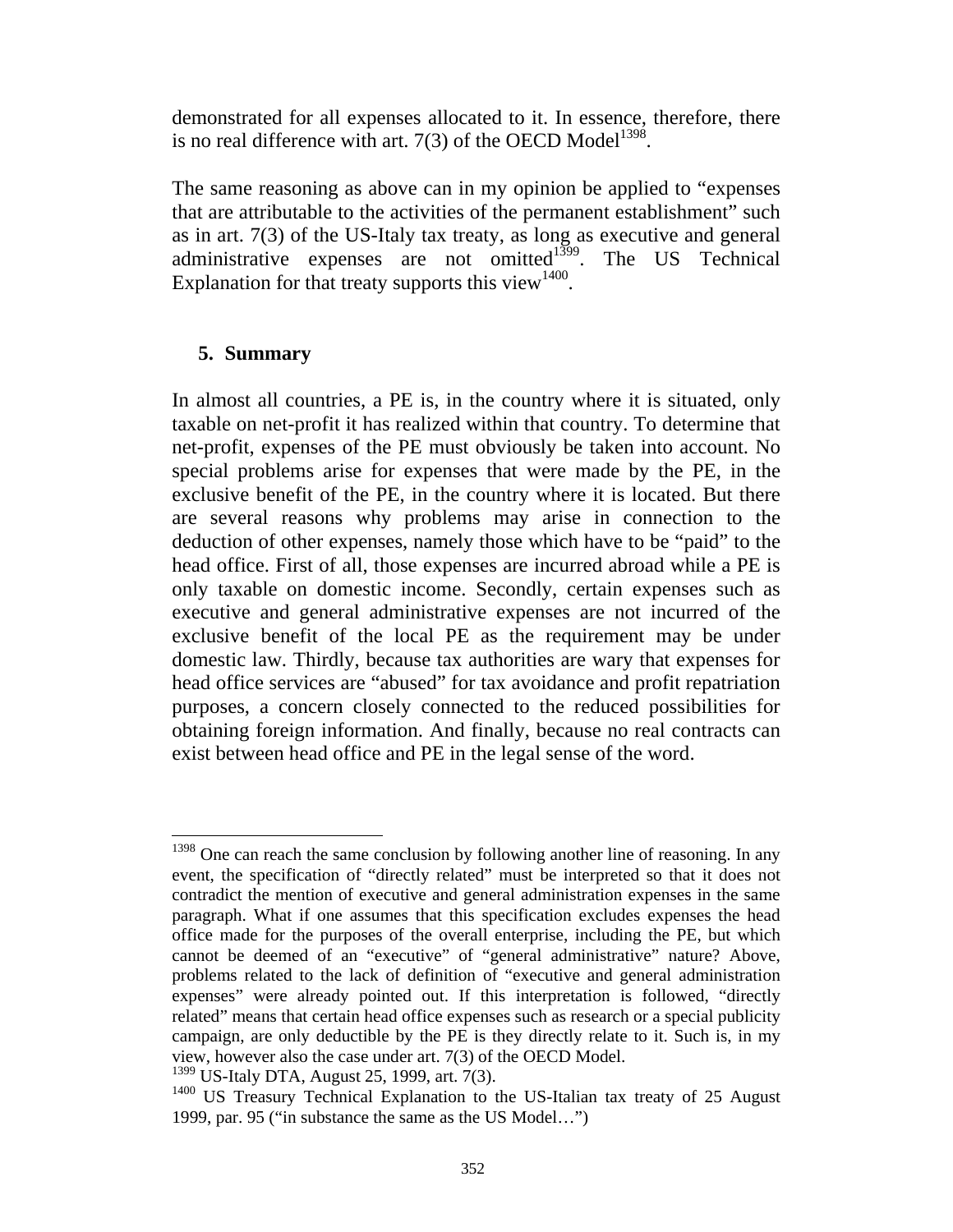demonstrated for all expenses allocated to it. In essence, therefore, there is no real difference with art. 7(3) of the OECD Model[1398].

The same reasoning as above can in my opinion be applied to "expenses that are attributable to the activities of the permanent establishment" such as in art. 7(3) of the US-Italy tax treaty, as long as executive and general administrative expenses are not omitted[1399]. The US Technical Explanation for that treaty supports this view[1400].

## 5. Summary

In almost all countries, a PE is, in the country where it is situated, only taxable on net-profit it has realized within that country. To determine that net-profit, expenses of the PE must obviously be taken into account. No special problems arise for expenses that were made by the PE, in the exclusive benefit of the PE, in the country where it is located. But there are several reasons why problems may arise in connection to the deduction of other expenses, namely those which have to be "paid" to the head office. First of all, those expenses are incurred abroad while a PE is only taxable on domestic income. Secondly, certain expenses such as executive and general administrative expenses are not incurred of the exclusive benefit of the local PE as the requirement may be under domestic law. Thirdly, because tax authorities are wary that expenses for head office services are "abused" for tax avoidance and profit repatriation purposes, a concern closely connected to the reduced possibilities for obtaining foreign information. And finally, because no real contracts can exist between head office and PE in the legal sense of the word.

---

[1398] One can reach the same conclusion by following another line of reasoning. In any event, the specification of "directly related" must be interpreted so that it does not contradict the mention of executive and general administration expenses in the same paragraph. What if one assumes that this specification excludes expenses the head office made for the purposes of the overall enterprise, including the PE, but which cannot be deemed of an "executive" of "general administrative" nature? Above, problems related to the lack of definition of "executive and general administration expenses" were already pointed out. If this interpretation is followed, "directly related" means that certain head office expenses such as research or a special publicity campaign, are only deductible by the PE is they directly relate to it. Such is, in my view, however also the case under art. 7(3) of the OECD Model.

[1399] US-Italy DTA, August 25, 1999, art. 7(3).

[1400] US Treasury Technical Explanation to the US-Italian tax treaty of 25 August 1999, par. 95 ("in substance the same as the US Model…")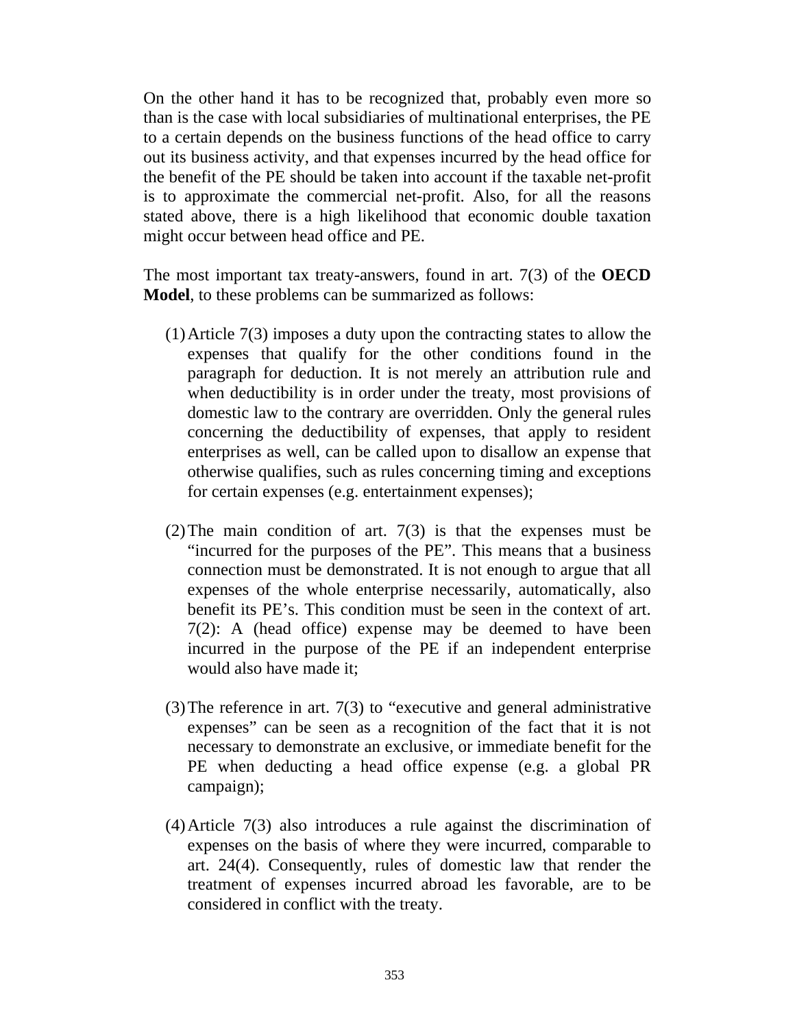On the other hand it has to be recognized that, probably even more so than is the case with local subsidiaries of multinational enterprises, the PE to a certain depends on the business functions of the head office to carry out its business activity, and that expenses incurred by the head office for the benefit of the PE should be taken into account if the taxable net-profit is to approximate the commercial net-profit. Also, for all the reasons stated above, there is a high likelihood that economic double taxation might occur between head office and PE.

The most important tax treaty-answers, found in art. 7(3) of the **OECD Model**, to these problems can be summarized as follows:

(1) Article 7(3) imposes a duty upon the contracting states to allow the expenses that qualify for the other conditions found in the paragraph for deduction. It is not merely an attribution rule and when deductibility is in order under the treaty, most provisions of domestic law to the contrary are overridden. Only the general rules concerning the deductibility of expenses, that apply to resident enterprises as well, can be called upon to disallow an expense that otherwise qualifies, such as rules concerning timing and exceptions for certain expenses (e.g. entertainment expenses);

(2) The main condition of art. 7(3) is that the expenses must be "incurred for the purposes of the PE". This means that a business connection must be demonstrated. It is not enough to argue that all expenses of the whole enterprise necessarily, automatically, also benefit its PE's. This condition must be seen in the context of art. 7(2): A (head office) expense may be deemed to have been incurred in the purpose of the PE if an independent enterprise would also have made it;

(3) The reference in art. 7(3) to "executive and general administrative expenses" can be seen as a recognition of the fact that it is not necessary to demonstrate an exclusive, or immediate benefit for the PE when deducting a head office expense (e.g. a global PR campaign);

(4) Article 7(3) also introduces a rule against the discrimination of expenses on the basis of where they were incurred, comparable to art. 24(4). Consequently, rules of domestic law that render the treatment of expenses incurred abroad les favorable, are to be considered in conflict with the treaty.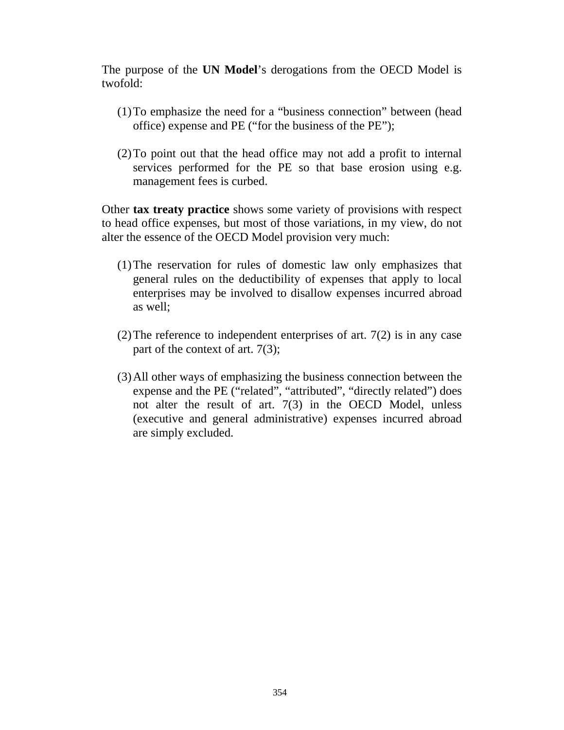The purpose of the **UN Model**'s derogations from the OECD Model is twofold:

(1) To emphasize the need for a "business connection" between (head office) expense and PE ("for the business of the PE");

(2) To point out that the head office may not add a profit to internal services performed for the PE so that base erosion using e.g. management fees is curbed.

Other **tax treaty practice** shows some variety of provisions with respect to head office expenses, but most of those variations, in my view, do not alter the essence of the OECD Model provision very much:

(1) The reservation for rules of domestic law only emphasizes that general rules on the deductibility of expenses that apply to local enterprises may be involved to disallow expenses incurred abroad as well;

(2) The reference to independent enterprises of art. 7(2) is in any case part of the context of art. 7(3);

(3) All other ways of emphasizing the business connection between the expense and the PE ("related", "attributed", "directly related") does not alter the result of art. 7(3) in the OECD Model, unless (executive and general administrative) expenses incurred abroad are simply excluded.